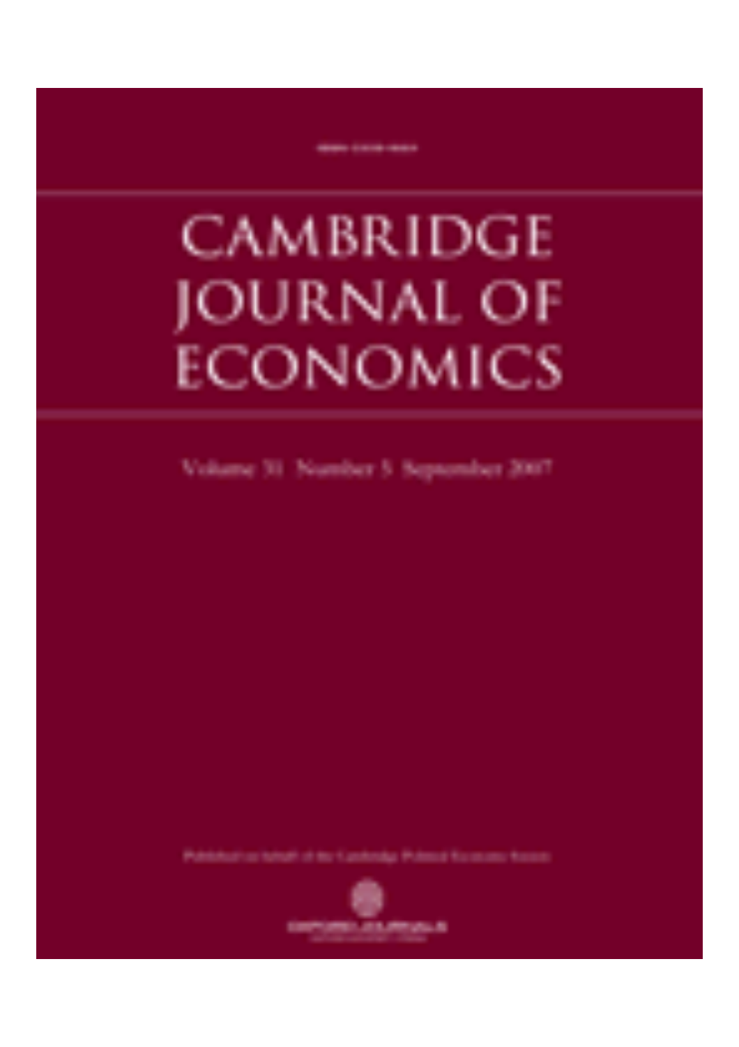# CAMBRIDGE JOURNAL OF ECONOMICS

Volume 31 Number 5 September 2007

Published on behalf of the Cambridge Political Economy Society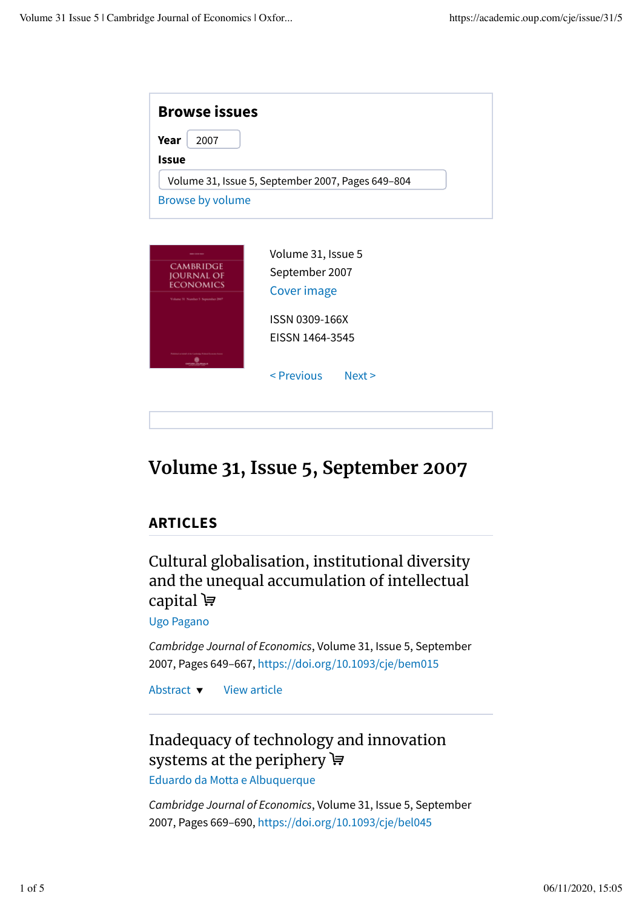## Browse issues

**Year** 2007

**Issue**

Volume 31, Issue 5, September 2007, Pages 649–804

Browse by volume

Volume 31, Issue 5
September 2007
Cover image

ISSN 0309-166X
EISSN 1464-3545

< Previous Next >

# Volume 31, Issue 5, September 2007

## ARTICLES

### Cultural globalisation, institutional diversity and the unequal accumulation of intellectual capital

Ugo Pagano

*Cambridge Journal of Economics*, Volume 31, Issue 5, September 2007, Pages 649–667, https://doi.org/10.1093/cje/bem015

Abstract ▼ View article

### Inadequacy of technology and innovation systems at the periphery

Eduardo da Motta e Albuquerque

*Cambridge Journal of Economics*, Volume 31, Issue 5, September 2007, Pages 669–690, https://doi.org/10.1093/cje/bel045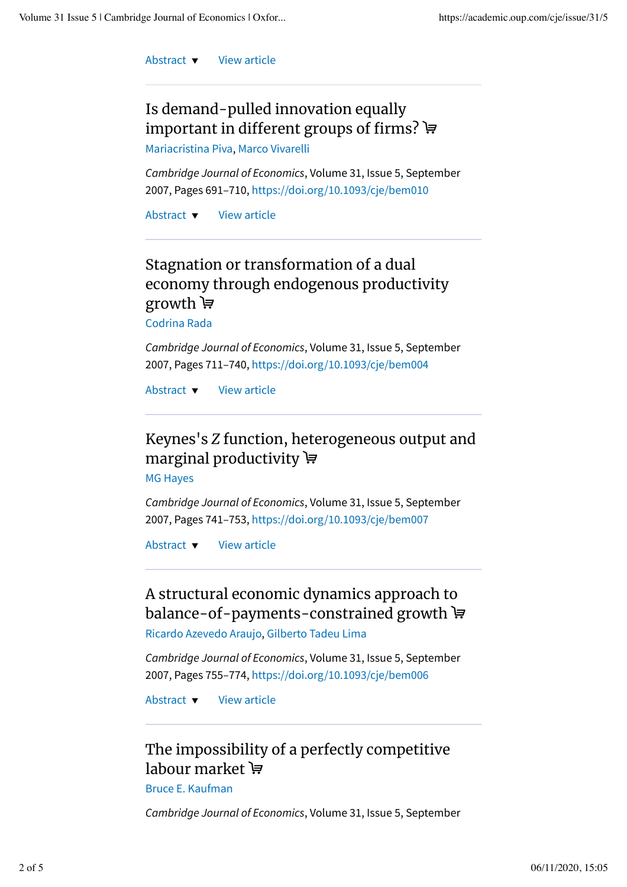Abstract ▼ View article

## Is demand-pulled innovation equally important in different groups of firms?

Mariacristina Piva, Marco Vivarelli

*Cambridge Journal of Economics*, Volume 31, Issue 5, September 2007, Pages 691–710, https://doi.org/10.1093/cje/bem010

Abstract ▼ View article

## Stagnation or transformation of a dual economy through endogenous productivity growth

Codrina Rada

*Cambridge Journal of Economics*, Volume 31, Issue 5, September 2007, Pages 711–740, https://doi.org/10.1093/cje/bem004

Abstract ▼ View article

## Keynes's Z function, heterogeneous output and marginal productivity

MG Hayes

*Cambridge Journal of Economics*, Volume 31, Issue 5, September 2007, Pages 741–753, https://doi.org/10.1093/cje/bem007

Abstract ▼ View article

## A structural economic dynamics approach to balance-of-payments-constrained growth

Ricardo Azevedo Araujo, Gilberto Tadeu Lima

*Cambridge Journal of Economics*, Volume 31, Issue 5, September 2007, Pages 755–774, https://doi.org/10.1093/cje/bem006

Abstract ▼ View article

## The impossibility of a perfectly competitive labour market

Bruce E. Kaufman

*Cambridge Journal of Economics*, Volume 31, Issue 5, September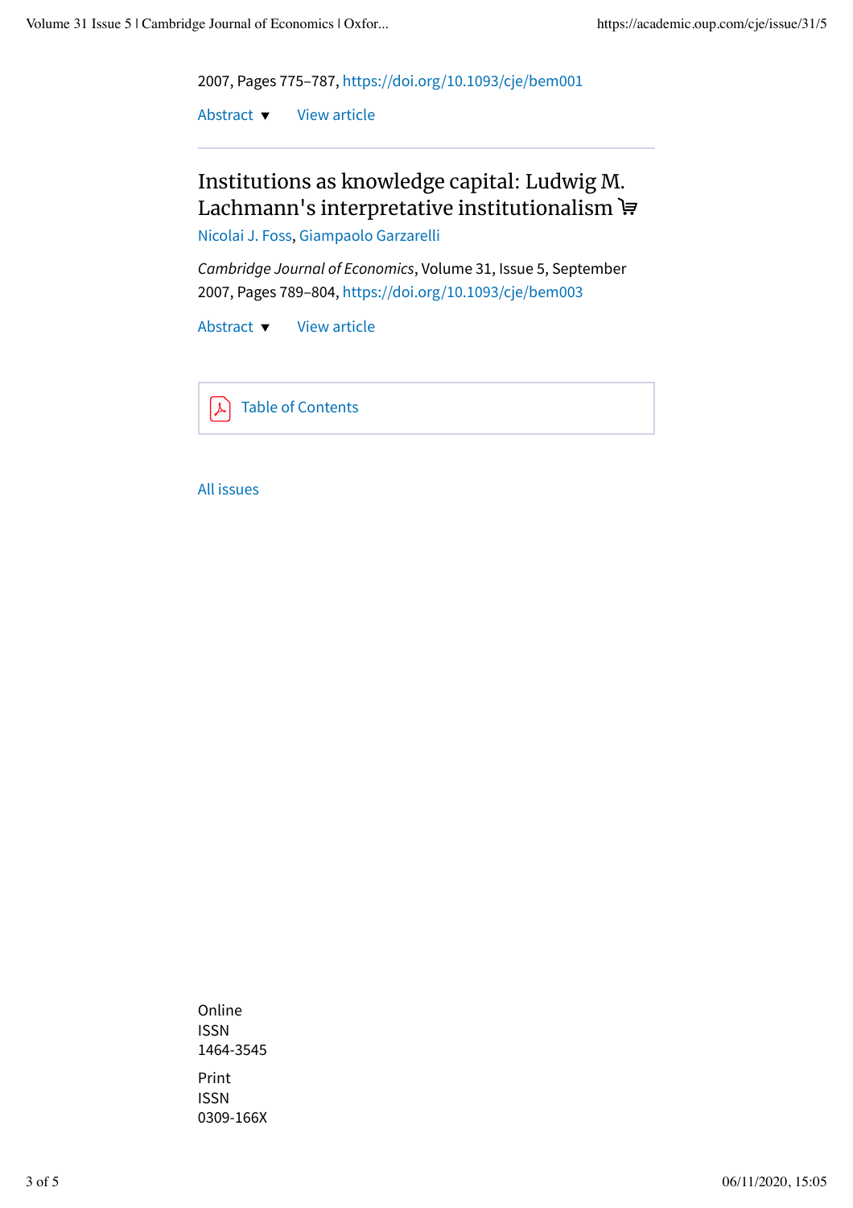2007, Pages 775–787, https://doi.org/10.1093/cje/bem001

Abstract ▼ View article

---

## Institutions as knowledge capital: Ludwig M. Lachmann's interpretative institutionalism

Nicolai J. Foss, Giampaolo Garzarelli

*Cambridge Journal of Economics*, Volume 31, Issue 5, September 2007, Pages 789–804, https://doi.org/10.1093/cje/bem003

Abstract ▼ View article

Table of Contents

All issues

Online ISSN 1464-3545

Print ISSN 0309-166X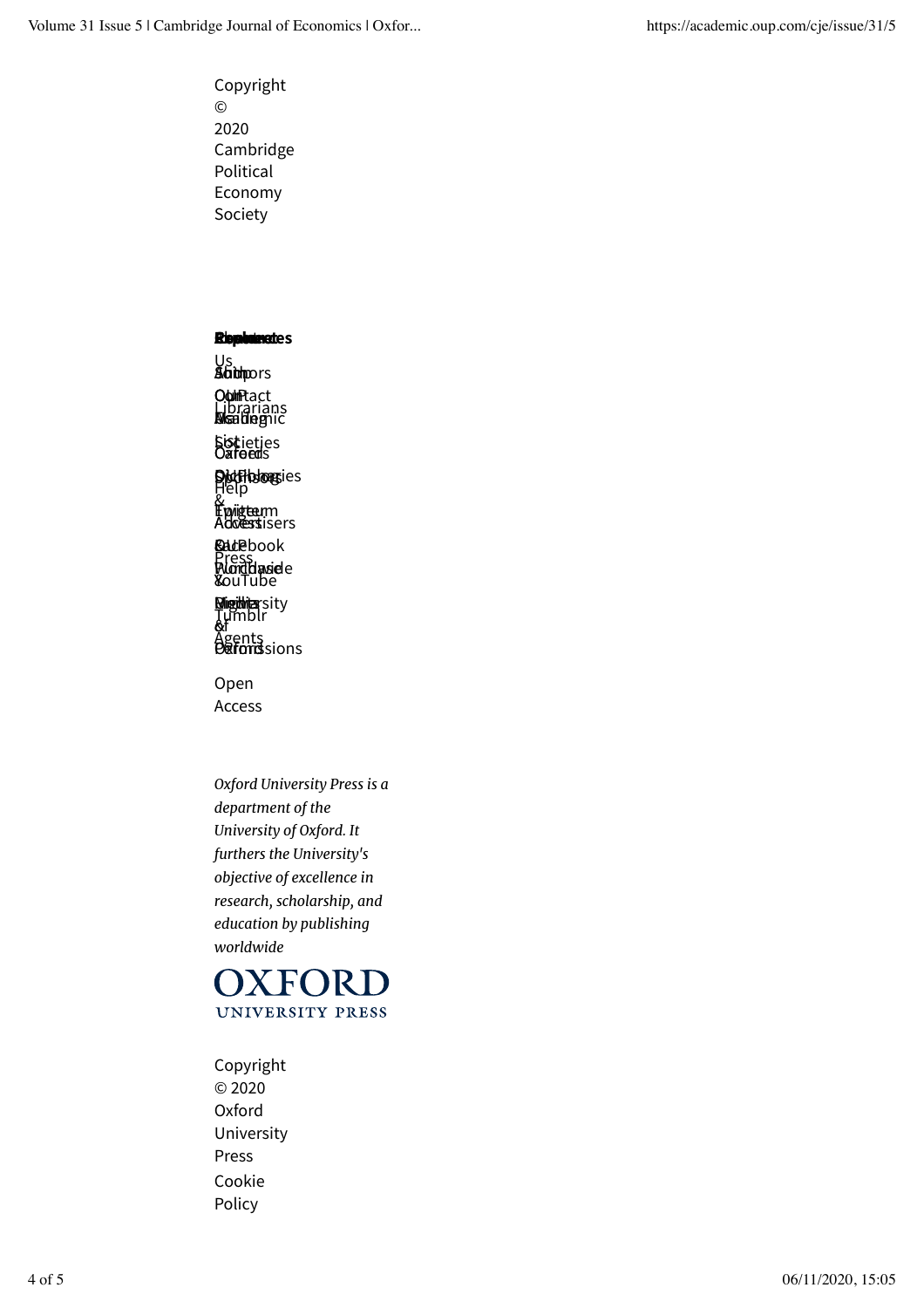Copyright © 2020 Cambridge Political Economy Society

Open Access

*Oxford University Press is a department of the University of Oxford. It furthers the University's objective of excellence in research, scholarship, and education by publishing worldwide*

OXFORD UNIVERSITY PRESS

Copyright © 2020 Oxford University Press

Cookie Policy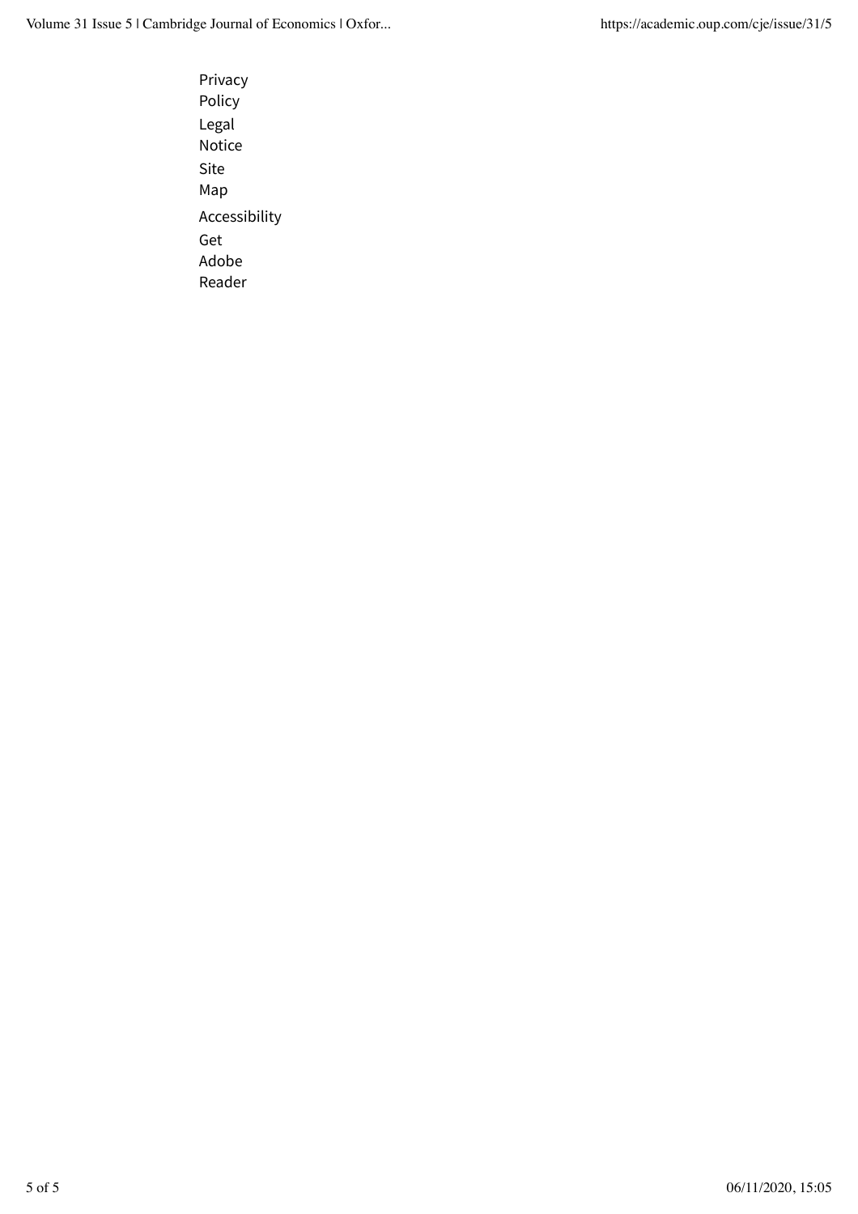Privacy Policy

Legal Notice

Site Map

Accessibility

Get Adobe Reader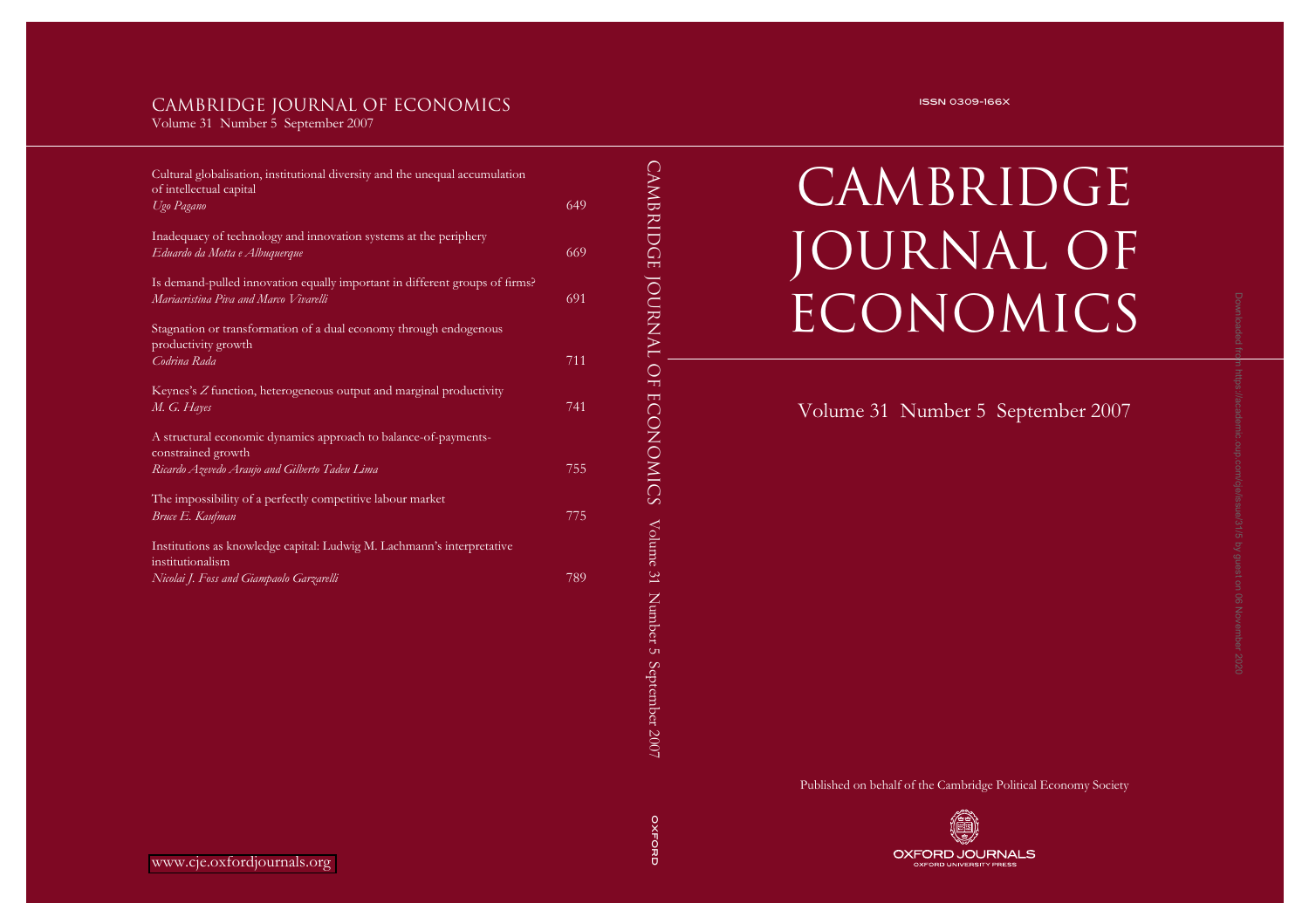# CAMBRIDGE JOURNAL OF ECONOMICS

Volume 31 Number 5 September 2007

| | |
|---|---|
| Cultural globalisation, institutional diversity and the unequal accumulation of intellectual capital<br>*Ugo Pagano* | 649 |
| Inadequacy of technology and innovation systems at the periphery<br>*Eduardo da Motta e Albuquerque* | 669 |
| Is demand-pulled innovation equally important in different groups of firms?<br>*Mariacristina Piva and Marco Vivarelli* | 691 |
| Stagnation or transformation of a dual economy through endogenous productivity growth<br>*Codrina Rada* | 711 |
| Keynes's *Z* function, heterogeneous output and marginal productivity<br>*M. G. Hayes* | 741 |
| A structural economic dynamics approach to balance-of-payments-constrained growth<br>*Ricardo Azevedo Araujo and Gilberto Tadeu Lima* | 755 |
| The impossibility of a perfectly competitive labour market<br>*Bruce E. Kaufman* | 775 |
| Institutions as knowledge capital: Ludwig M. Lachmann's interpretative institutionalism<br>*Nicolai J. Foss and Giampaolo Garzarelli* | 789 |

www.cje.oxfordjournals.org

ISSN 0309-166X

# CAMBRIDGE JOURNAL OF ECONOMICS

Volume 31 Number 5 September 2007

Published on behalf of the Cambridge Political Economy Society

OXFORD JOURNALS
OXFORD UNIVERSITY PRESS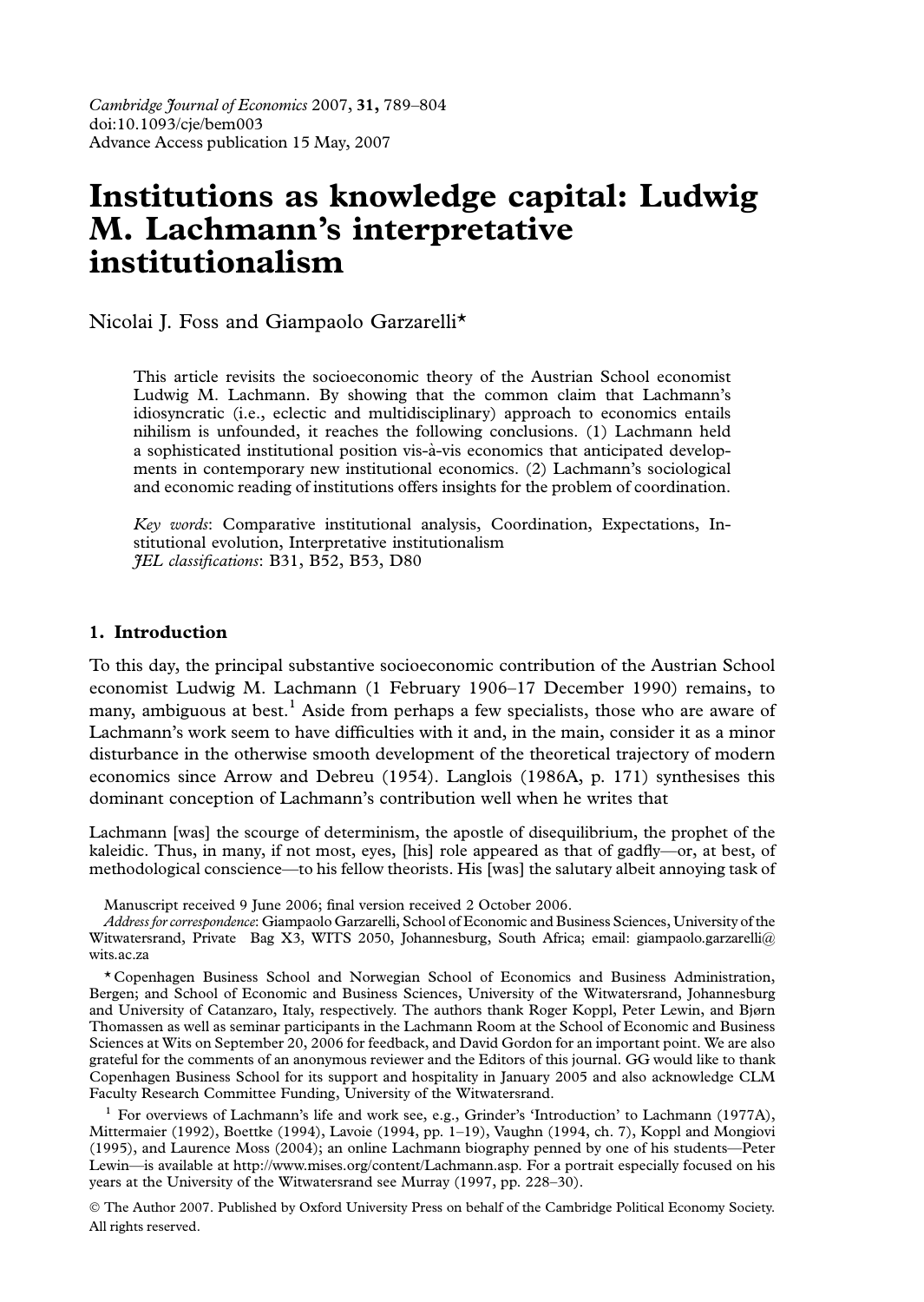# Institutions as knowledge capital: Ludwig M. Lachmann's interpretative institutionalism

Nicolai J. Foss and Giampaolo Garzarelli*

This article revisits the socioeconomic theory of the Austrian School economist Ludwig M. Lachmann. By showing that the common claim that Lachmann's idiosyncratic (i.e., eclectic and multidisciplinary) approach to economics entails nihilism is unfounded, it reaches the following conclusions. (1) Lachmann held a sophisticated institutional position vis-à-vis economics that anticipated developments in contemporary new institutional economics. (2) Lachmann's sociological and economic reading of institutions offers insights for the problem of coordination.

*Key words*: Comparative institutional analysis, Coordination, Expectations, Institutional evolution, Interpretative institutionalism
*JEL classifications*: B31, B52, B53, D80

## 1. Introduction

To this day, the principal substantive socioeconomic contribution of the Austrian School economist Ludwig M. Lachmann (1 February 1906–17 December 1990) remains, to many, ambiguous at best.[1] Aside from perhaps a few specialists, those who are aware of Lachmann's work seem to have difficulties with it and, in the main, consider it as a minor disturbance in the otherwise smooth development of the theoretical trajectory of modern economics since Arrow and Debreu (1954). Langlois (1986A, p. 171) synthesises this dominant conception of Lachmann's contribution well when he writes that

Lachmann [was] the scourge of determinism, the apostle of disequilibrium, the prophet of the kaleidic. Thus, in many, if not most, eyes, [his] role appeared as that of gadfly—or, at best, of methodological conscience—to his fellow theorists. His [was] the salutary albeit annoying task of

Manuscript received 9 June 2006; final version received 2 October 2006.
*Address for correspondence*: Giampaolo Garzarelli, School of Economic and Business Sciences, University of the Witwatersrand, Private Bag X3, WITS 2050, Johannesburg, South Africa; email: giampaolo.garzarelli@wits.ac.za

* Copenhagen Business School and Norwegian School of Economics and Business Administration, Bergen; and School of Economic and Business Sciences, University of the Witwatersrand, Johannesburg and University of Catanzaro, Italy, respectively. The authors thank Roger Koppl, Peter Lewin, and Bjørn Thomassen as well as seminar participants in the Lachmann Room at the School of Economic and Business Sciences at Wits on September 20, 2006 for feedback, and David Gordon for an important point. We are also grateful for the comments of an anonymous reviewer and the Editors of this journal. GG would like to thank Copenhagen Business School for its support and hospitality in January 2005 and also acknowledge CLM Faculty Research Committee Funding, University of the Witwatersrand.

[1] For overviews of Lachmann's life and work see, e.g., Grinder's 'Introduction' to Lachmann (1977A), Mittermaier (1992), Boettke (1994), Lavoie (1994, pp. 1–19), Vaughn (1994, ch. 7), Koppl and Mongiovi (1995), and Laurence Moss (2004); an online Lachmann biography penned by one of his students—Peter Lewin—is available at http://www.mises.org/content/Lachmann.asp. For a portrait especially focused on his years at the University of the Witwatersrand see Murray (1997, pp. 228–30).

© The Author 2007. Published by Oxford University Press on behalf of the Cambridge Political Economy Society. All rights reserved.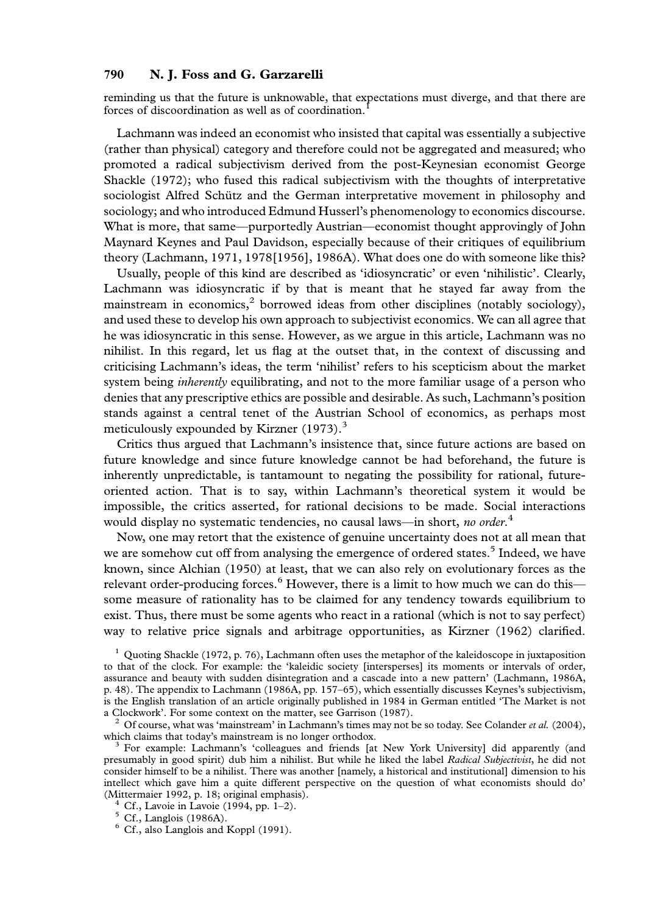reminding us that the future is unknowable, that expectations must diverge, and that there are forces of discoordination as well as of coordination.[1]

Lachmann was indeed an economist who insisted that capital was essentially a subjective (rather than physical) category and therefore could not be aggregated and measured; who promoted a radical subjectivism derived from the post-Keynesian economist George Shackle (1972); who fused this radical subjectivism with the thoughts of interpretative sociologist Alfred Schütz and the German interpretative movement in philosophy and sociology; and who introduced Edmund Husserl's phenomenology to economics discourse. What is more, that same—purportedly Austrian—economist thought approvingly of John Maynard Keynes and Paul Davidson, especially because of their critiques of equilibrium theory (Lachmann, 1971, 1978[1956], 1986A). What does one do with someone like this?

Usually, people of this kind are described as 'idiosyncratic' or even 'nihilistic'. Clearly, Lachmann was idiosyncratic if by that is meant that he stayed far away from the mainstream in economics,[2] borrowed ideas from other disciplines (notably sociology), and used these to develop his own approach to subjectivist economics. We can all agree that he was idiosyncratic in this sense. However, as we argue in this article, Lachmann was no nihilist. In this regard, let us flag at the outset that, in the context of discussing and criticising Lachmann's ideas, the term 'nihilist' refers to his scepticism about the market system being *inherently* equilibrating, and not to the more familiar usage of a person who denies that any prescriptive ethics are possible and desirable. As such, Lachmann's position stands against a central tenet of the Austrian School of economics, as perhaps most meticulously expounded by Kirzner (1973).[3]

Critics thus argued that Lachmann's insistence that, since future actions are based on future knowledge and since future knowledge cannot be had beforehand, the future is inherently unpredictable, is tantamount to negating the possibility for rational, future-oriented action. That is to say, within Lachmann's theoretical system it would be impossible, the critics asserted, for rational decisions to be made. Social interactions would display no systematic tendencies, no causal laws—in short, *no order*.[4]

Now, one may retort that the existence of genuine uncertainty does not at all mean that we are somehow cut off from analysing the emergence of ordered states.[5] Indeed, we have known, since Alchian (1950) at least, that we can also rely on evolutionary forces as the relevant order-producing forces.[6] However, there is a limit to how much we can do this—some measure of rationality has to be claimed for any tendency towards equilibrium to exist. Thus, there must be some agents who react in a rational (which is not to say perfect) way to relative price signals and arbitrage opportunities, as Kirzner (1962) clarified.

[1] Quoting Shackle (1972, p. 76), Lachmann often uses the metaphor of the kaleidoscope in juxtaposition to that of the clock. For example: the 'kaleidic society [intersperses] its moments or intervals of order, assurance and beauty with sudden disintegration and a cascade into a new pattern' (Lachmann, 1986A, p. 48). The appendix to Lachmann (1986A, pp. 157–65), which essentially discusses Keynes's subjectivism, is the English translation of an article originally published in 1984 in German entitled 'The Market is not a Clockwork'. For some context on the matter, see Garrison (1987).

[2] Of course, what was 'mainstream' in Lachmann's times may not be so today. See Colander *et al.* (2004), which claims that today's mainstream is no longer orthodox.

[3] For example: Lachmann's 'colleagues and friends [at New York University] did apparently (and presumably in good spirit) dub him a nihilist. But while he liked the label *Radical Subjectivist*, he did not consider himself to be a nihilist. There was another [namely, a historical and institutional] dimension to his intellect which gave him a quite different perspective on the question of what economists should do' (Mittermaier 1992, p. 18; original emphasis).

[4] Cf., Lavoie in Lavoie (1994, pp. 1–2).

[5] Cf., Langlois (1986A).

[6] Cf., also Langlois and Koppl (1991).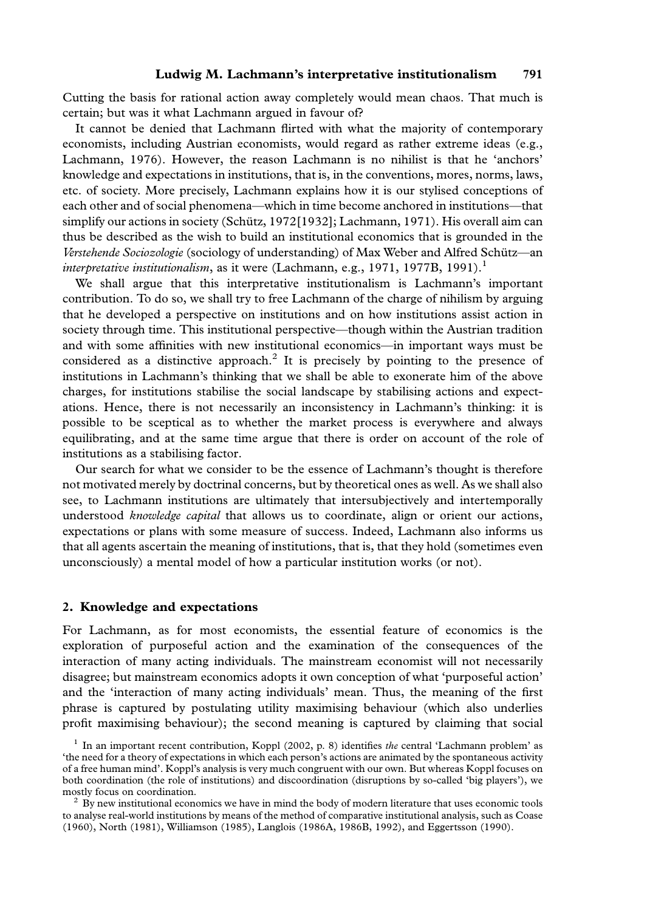Cutting the basis for rational action away completely would mean chaos. That much is certain; but was it what Lachmann argued in favour of?

It cannot be denied that Lachmann flirted with what the majority of contemporary economists, including Austrian economists, would regard as rather extreme ideas (e.g., Lachmann, 1976). However, the reason Lachmann is no nihilist is that he 'anchors' knowledge and expectations in institutions, that is, in the conventions, mores, norms, laws, etc. of society. More precisely, Lachmann explains how it is our stylised conceptions of each other and of social phenomena—which in time become anchored in institutions—that simplify our actions in society (Schütz, 1972[1932]; Lachmann, 1971). His overall aim can thus be described as the wish to build an institutional economics that is grounded in the *Verstehende Sociozologie* (sociology of understanding) of Max Weber and Alfred Schütz—an *interpretative institutionalism*, as it were (Lachmann, e.g., 1971, 1977B, 1991).[1]

We shall argue that this interpretative institutionalism is Lachmann's important contribution. To do so, we shall try to free Lachmann of the charge of nihilism by arguing that he developed a perspective on institutions and on how institutions assist action in society through time. This institutional perspective—though within the Austrian tradition and with some affinities with new institutional economics—in important ways must be considered as a distinctive approach.[2] It is precisely by pointing to the presence of institutions in Lachmann's thinking that we shall be able to exonerate him of the above charges, for institutions stabilise the social landscape by stabilising actions and expectations. Hence, there is not necessarily an inconsistency in Lachmann's thinking: it is possible to be sceptical as to whether the market process is everywhere and always equilibrating, and at the same time argue that there is order on account of the role of institutions as a stabilising factor.

Our search for what we consider to be the essence of Lachmann's thought is therefore not motivated merely by doctrinal concerns, but by theoretical ones as well. As we shall also see, to Lachmann institutions are ultimately that intersubjectively and intertemporally understood *knowledge capital* that allows us to coordinate, align or orient our actions, expectations or plans with some measure of success. Indeed, Lachmann also informs us that all agents ascertain the meaning of institutions, that is, that they hold (sometimes even unconsciously) a mental model of how a particular institution works (or not).

## 2. Knowledge and expectations

For Lachmann, as for most economists, the essential feature of economics is the exploration of purposeful action and the examination of the consequences of the interaction of many acting individuals. The mainstream economist will not necessarily disagree; but mainstream economics adopts it own conception of what 'purposeful action' and the 'interaction of many acting individuals' mean. Thus, the meaning of the first phrase is captured by postulating utility maximising behaviour (which also underlies profit maximising behaviour); the second meaning is captured by claiming that social

[1] In an important recent contribution, Koppl (2002, p. 8) identifies *the* central 'Lachmann problem' as 'the need for a theory of expectations in which each person's actions are animated by the spontaneous activity of a free human mind'. Koppl's analysis is very much congruent with our own. But whereas Koppl focuses on both coordination (the role of institutions) and discoordination (disruptions by so-called 'big players'), we mostly focus on coordination.

[2] By new institutional economics we have in mind the body of modern literature that uses economic tools to analyse real-world institutions by means of the method of comparative institutional analysis, such as Coase (1960), North (1981), Williamson (1985), Langlois (1986A, 1986B, 1992), and Eggertsson (1990).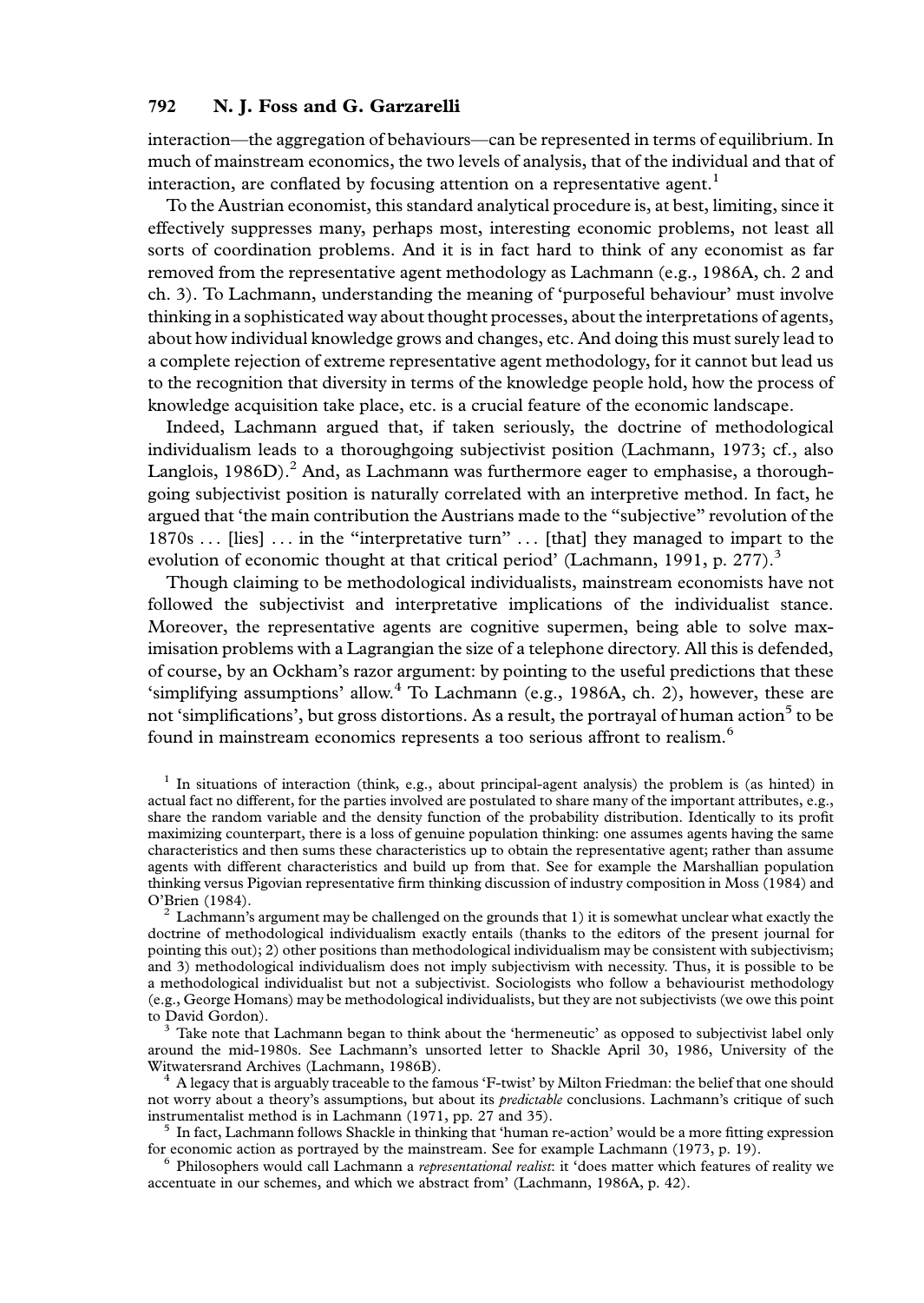interaction—the aggregation of behaviours—can be represented in terms of equilibrium. In much of mainstream economics, the two levels of analysis, that of the individual and that of interaction, are conflated by focusing attention on a representative agent.[1]

To the Austrian economist, this standard analytical procedure is, at best, limiting, since it effectively suppresses many, perhaps most, interesting economic problems, not least all sorts of coordination problems. And it is in fact hard to think of any economist as far removed from the representative agent methodology as Lachmann (e.g., 1986A, ch. 2 and ch. 3). To Lachmann, understanding the meaning of 'purposeful behaviour' must involve thinking in a sophisticated way about thought processes, about the interpretations of agents, about how individual knowledge grows and changes, etc. And doing this must surely lead to a complete rejection of extreme representative agent methodology, for it cannot but lead us to the recognition that diversity in terms of the knowledge people hold, how the process of knowledge acquisition take place, etc. is a crucial feature of the economic landscape.

Indeed, Lachmann argued that, if taken seriously, the doctrine of methodological individualism leads to a thoroughgoing subjectivist position (Lachmann, 1973; cf., also Langlois, 1986D).[2] And, as Lachmann was furthermore eager to emphasise, a thoroughgoing subjectivist position is naturally correlated with an interpretive method. In fact, he argued that 'the main contribution the Austrians made to the "subjective" revolution of the 1870s ... [lies] ... in the "interpretative turn" ... [that] they managed to impart to the evolution of economic thought at that critical period' (Lachmann, 1991, p. 277).[3]

Though claiming to be methodological individualists, mainstream economists have not followed the subjectivist and interpretative implications of the individualist stance. Moreover, the representative agents are cognitive supermen, being able to solve maximisation problems with a Lagrangian the size of a telephone directory. All this is defended, of course, by an Ockham's razor argument: by pointing to the useful predictions that these 'simplifying assumptions' allow.[4] To Lachmann (e.g., 1986A, ch. 2), however, these are not 'simplifications', but gross distortions. As a result, the portrayal of human action[5] to be found in mainstream economics represents a too serious affront to realism.[6]

[1] In situations of interaction (think, e.g., about principal-agent analysis) the problem is (as hinted) in actual fact no different, for the parties involved are postulated to share many of the important attributes, e.g., share the random variable and the density function of the probability distribution. Identically to its profit maximizing counterpart, there is a loss of genuine population thinking: one assumes agents having the same characteristics and then sums these characteristics up to obtain the representative agent; rather than assume agents with different characteristics and build up from that. See for example the Marshallian population thinking versus Pigovian representative firm thinking discussion of industry composition in Moss (1984) and O'Brien (1984).

[2] Lachmann's argument may be challenged on the grounds that 1) it is somewhat unclear what exactly the doctrine of methodological individualism exactly entails (thanks to the editors of the present journal for pointing this out); 2) other positions than methodological individualism may be consistent with subjectivism; and 3) methodological individualism does not imply subjectivism with necessity. Thus, it is possible to be a methodological individualist but not a subjectivist. Sociologists who follow a behaviourist methodology (e.g., George Homans) may be methodological individualists, but they are not subjectivists (we owe this point to David Gordon).

[3] Take note that Lachmann began to think about the 'hermeneutic' as opposed to subjectivist label only around the mid-1980s. See Lachmann's unsorted letter to Shackle April 30, 1986, University of the Witwatersrand Archives (Lachmann, 1986B).

[4] A legacy that is arguably traceable to the famous 'F-twist' by Milton Friedman: the belief that one should not worry about a theory's assumptions, but about its *predictable* conclusions. Lachmann's critique of such instrumentalist method is in Lachmann (1971, pp. 27 and 35).

[5] In fact, Lachmann follows Shackle in thinking that 'human re-action' would be a more fitting expression for economic action as portrayed by the mainstream. See for example Lachmann (1973, p. 19).

[6] Philosophers would call Lachmann a *representational realist*: it 'does matter which features of reality we accentuate in our schemes, and which we abstract from' (Lachmann, 1986A, p. 42).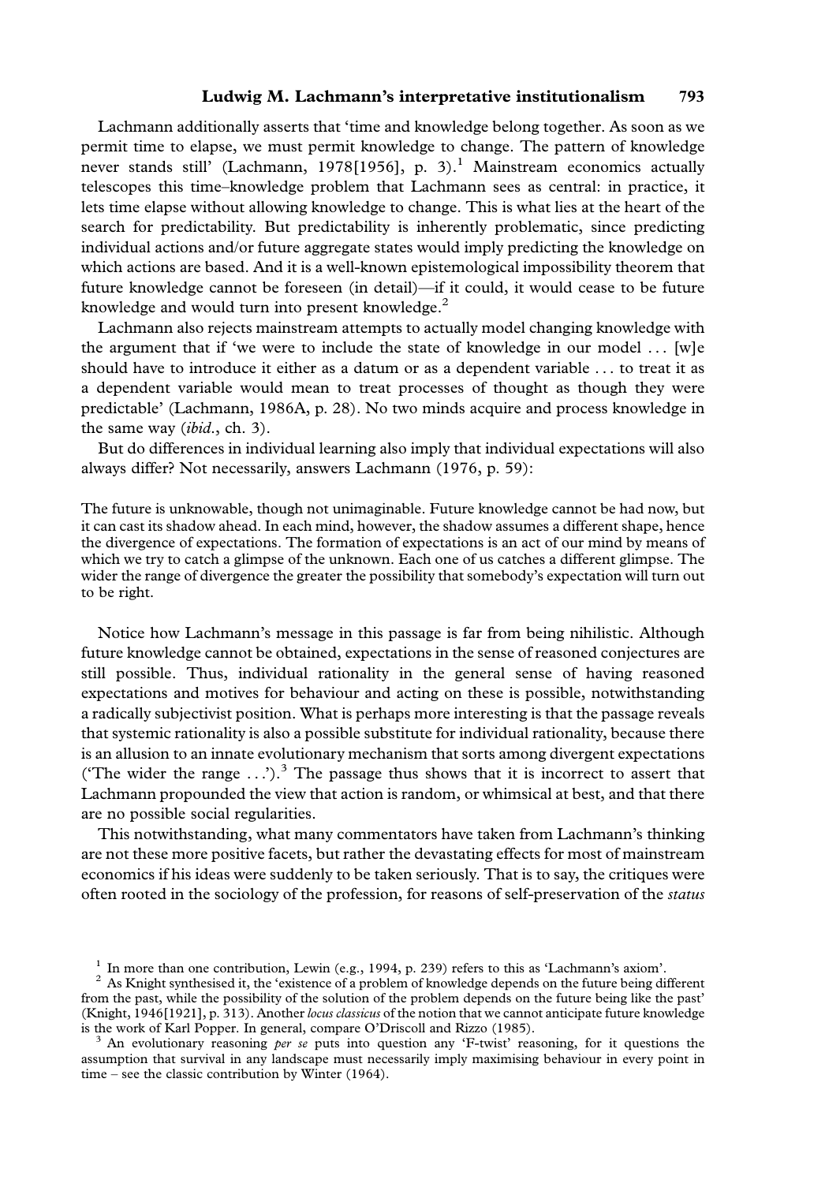Lachmann additionally asserts that 'time and knowledge belong together. As soon as we permit time to elapse, we must permit knowledge to change. The pattern of knowledge never stands still' (Lachmann, 1978[1956], p. 3).[1] Mainstream economics actually telescopes this time–knowledge problem that Lachmann sees as central: in practice, it lets time elapse without allowing knowledge to change. This is what lies at the heart of the search for predictability. But predictability is inherently problematic, since predicting individual actions and/or future aggregate states would imply predicting the knowledge on which actions are based. And it is a well-known epistemological impossibility theorem that future knowledge cannot be foreseen (in detail)—if it could, it would cease to be future knowledge and would turn into present knowledge.[2]

Lachmann also rejects mainstream attempts to actually model changing knowledge with the argument that if 'we were to include the state of knowledge in our model ... [w]e should have to introduce it either as a datum or as a dependent variable ... to treat it as a dependent variable would mean to treat processes of thought as though they were predictable' (Lachmann, 1986A, p. 28). No two minds acquire and process knowledge in the same way (*ibid*., ch. 3).

But do differences in individual learning also imply that individual expectations will also always differ? Not necessarily, answers Lachmann (1976, p. 59):

> The future is unknowable, though not unimaginable. Future knowledge cannot be had now, but it can cast its shadow ahead. In each mind, however, the shadow assumes a different shape, hence the divergence of expectations. The formation of expectations is an act of our mind by means of which we try to catch a glimpse of the unknown. Each one of us catches a different glimpse. The wider the range of divergence the greater the possibility that somebody's expectation will turn out to be right.

Notice how Lachmann's message in this passage is far from being nihilistic. Although future knowledge cannot be obtained, expectations in the sense of reasoned conjectures are still possible. Thus, individual rationality in the general sense of having reasoned expectations and motives for behaviour and acting on these is possible, notwithstanding a radically subjectivist position. What is perhaps more interesting is that the passage reveals that systemic rationality is also a possible substitute for individual rationality, because there is an allusion to an innate evolutionary mechanism that sorts among divergent expectations ('The wider the range ...').[3] The passage thus shows that it is incorrect to assert that Lachmann propounded the view that action is random, or whimsical at best, and that there are no possible social regularities.

This notwithstanding, what many commentators have taken from Lachmann's thinking are not these more positive facets, but rather the devastating effects for most of mainstream economics if his ideas were suddenly to be taken seriously. That is to say, the critiques were often rooted in the sociology of the profession, for reasons of self-preservation of the *status*

[1] In more than one contribution, Lewin (e.g., 1994, p. 239) refers to this as 'Lachmann's axiom'.

[2] As Knight synthesised it, the 'existence of a problem of knowledge depends on the future being different from the past, while the possibility of the solution of the problem depends on the future being like the past' (Knight, 1946[1921], p. 313). Another *locus classicus* of the notion that we cannot anticipate future knowledge is the work of Karl Popper. In general, compare O'Driscoll and Rizzo (1985).

[3] An evolutionary reasoning *per se* puts into question any 'F-twist' reasoning, for it questions the assumption that survival in any landscape must necessarily imply maximising behaviour in every point in time – see the classic contribution by Winter (1964).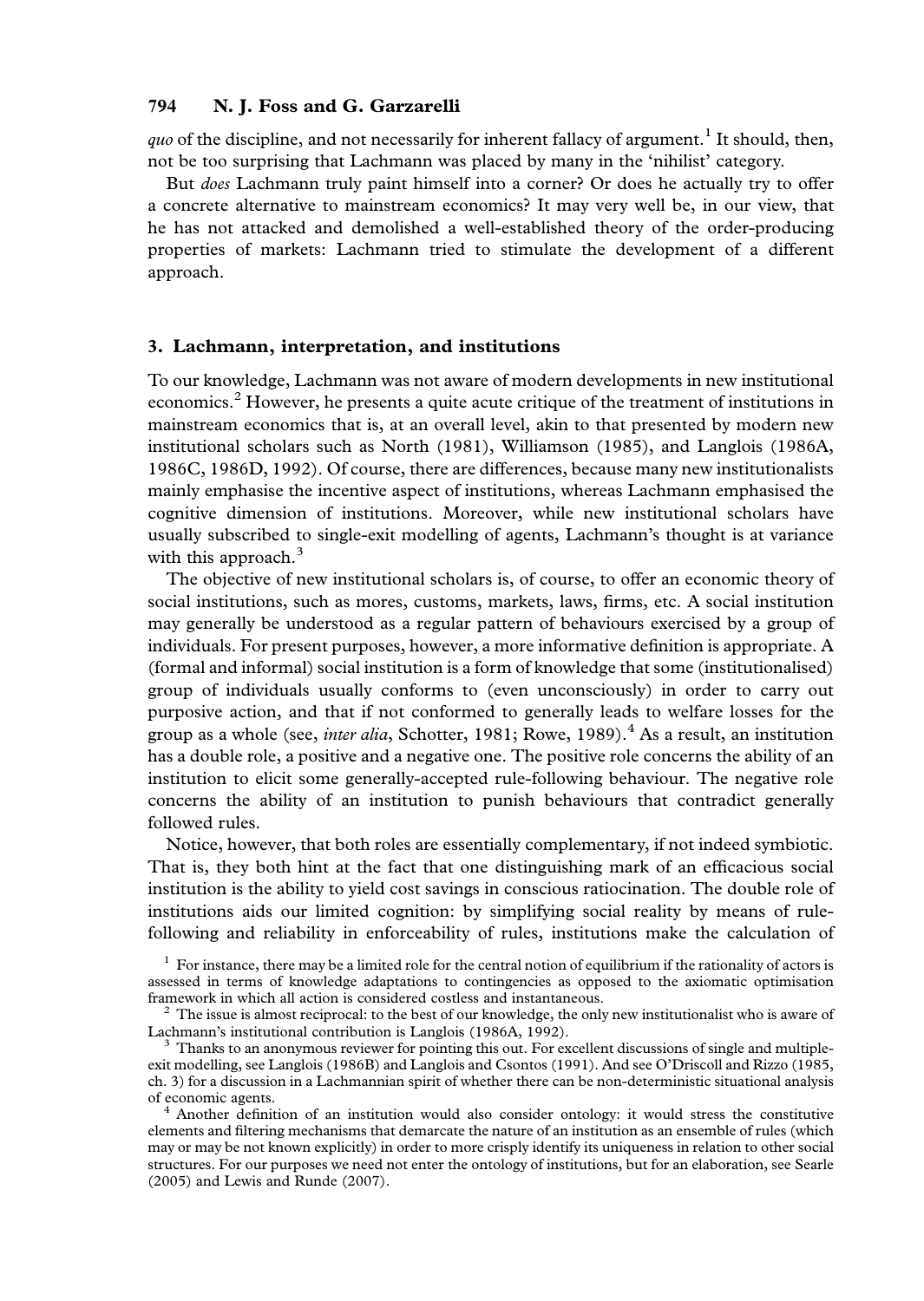*quo* of the discipline, and not necessarily for inherent fallacy of argument.[1] It should, then, not be too surprising that Lachmann was placed by many in the 'nihilist' category.

But *does* Lachmann truly paint himself into a corner? Or does he actually try to offer a concrete alternative to mainstream economics? It may very well be, in our view, that he has not attacked and demolished a well-established theory of the order-producing properties of markets: Lachmann tried to stimulate the development of a different approach.

## 3. Lachmann, interpretation, and institutions

To our knowledge, Lachmann was not aware of modern developments in new institutional economics.[2] However, he presents a quite acute critique of the treatment of institutions in mainstream economics that is, at an overall level, akin to that presented by modern new institutional scholars such as North (1981), Williamson (1985), and Langlois (1986A, 1986C, 1986D, 1992). Of course, there are differences, because many new institutionalists mainly emphasise the incentive aspect of institutions, whereas Lachmann emphasised the cognitive dimension of institutions. Moreover, while new institutional scholars have usually subscribed to single-exit modelling of agents, Lachmann's thought is at variance with this approach.[3]

The objective of new institutional scholars is, of course, to offer an economic theory of social institutions, such as mores, customs, markets, laws, firms, etc. A social institution may generally be understood as a regular pattern of behaviours exercised by a group of individuals. For present purposes, however, a more informative definition is appropriate. A (formal and informal) social institution is a form of knowledge that some (institutionalised) group of individuals usually conforms to (even unconsciously) in order to carry out purposive action, and that if not conformed to generally leads to welfare losses for the group as a whole (see, *inter alia*, Schotter, 1981; Rowe, 1989).[4] As a result, an institution has a double role, a positive and a negative one. The positive role concerns the ability of an institution to elicit some generally-accepted rule-following behaviour. The negative role concerns the ability of an institution to punish behaviours that contradict generally followed rules.

Notice, however, that both roles are essentially complementary, if not indeed symbiotic. That is, they both hint at the fact that one distinguishing mark of an efficacious social institution is the ability to yield cost savings in conscious ratiocination. The double role of institutions aids our limited cognition: by simplifying social reality by means of rule-following and reliability in enforceability of rules, institutions make the calculation of

[1] For instance, there may be a limited role for the central notion of equilibrium if the rationality of actors is assessed in terms of knowledge adaptations to contingencies as opposed to the axiomatic optimisation framework in which all action is considered costless and instantaneous.

[2] The issue is almost reciprocal: to the best of our knowledge, the only new institutionalist who is aware of Lachmann's institutional contribution is Langlois (1986A, 1992).

[3] Thanks to an anonymous reviewer for pointing this out. For excellent discussions of single and multiple-exit modelling, see Langlois (1986B) and Langlois and Csontos (1991). And see O'Driscoll and Rizzo (1985, ch. 3) for a discussion in a Lachmannian spirit of whether there can be non-deterministic situational analysis of economic agents.

[4] Another definition of an institution would also consider ontology: it would stress the constitutive elements and filtering mechanisms that demarcate the nature of an institution as an ensemble of rules (which may or may be not known explicitly) in order to more crisply identify its uniqueness in relation to other social structures. For our purposes we need not enter the ontology of institutions, but for an elaboration, see Searle (2005) and Lewis and Runde (2007).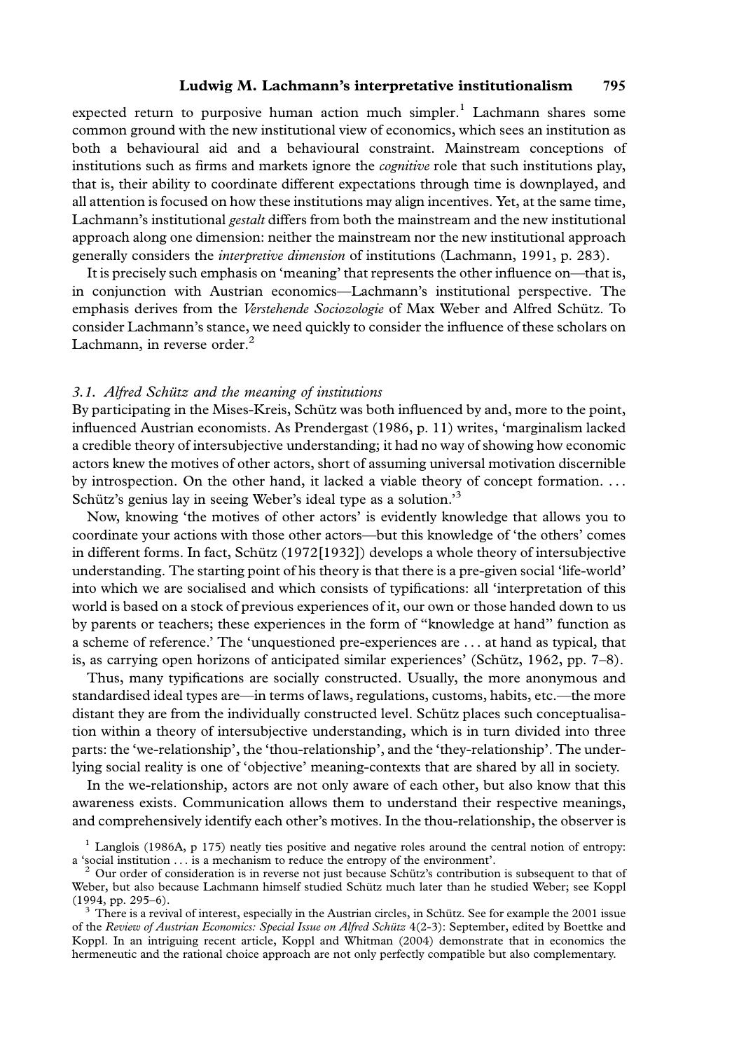expected return to purposive human action much simpler.[1] Lachmann shares some common ground with the new institutional view of economics, which sees an institution as both a behavioural aid and a behavioural constraint. Mainstream conceptions of institutions such as firms and markets ignore the *cognitive* role that such institutions play, that is, their ability to coordinate different expectations through time is downplayed, and all attention is focused on how these institutions may align incentives. Yet, at the same time, Lachmann's institutional *gestalt* differs from both the mainstream and the new institutional approach along one dimension: neither the mainstream nor the new institutional approach generally considers the *interpretive dimension* of institutions (Lachmann, 1991, p. 283).

It is precisely such emphasis on 'meaning' that represents the other influence on—that is, in conjunction with Austrian economics—Lachmann's institutional perspective. The emphasis derives from the *Verstehende Sociozologie* of Max Weber and Alfred Schütz. To consider Lachmann's stance, we need quickly to consider the influence of these scholars on Lachmann, in reverse order.[2]

### 3.1. Alfred Schütz and the meaning of institutions

By participating in the Mises-Kreis, Schütz was both influenced by and, more to the point, influenced Austrian economists. As Prendergast (1986, p. 11) writes, 'marginalism lacked a credible theory of intersubjective understanding; it had no way of showing how economic actors knew the motives of other actors, short of assuming universal motivation discernible by introspection. On the other hand, it lacked a viable theory of concept formation. . . . Schütz's genius lay in seeing Weber's ideal type as a solution.'[3]

Now, knowing 'the motives of other actors' is evidently knowledge that allows you to coordinate your actions with those other actors—but this knowledge of 'the others' comes in different forms. In fact, Schütz (1972[1932]) develops a whole theory of intersubjective understanding. The starting point of his theory is that there is a pre-given social 'life-world' into which we are socialised and which consists of typifications: all 'interpretation of this world is based on a stock of previous experiences of it, our own or those handed down to us by parents or teachers; these experiences in the form of "knowledge at hand" function as a scheme of reference.' The 'unquestioned pre-experiences are . . . at hand as typical, that is, as carrying open horizons of anticipated similar experiences' (Schütz, 1962, pp. 7–8).

Thus, many typifications are socially constructed. Usually, the more anonymous and standardised ideal types are—in terms of laws, regulations, customs, habits, etc.—the more distant they are from the individually constructed level. Schütz places such conceptualisation within a theory of intersubjective understanding, which is in turn divided into three parts: the 'we-relationship', the 'thou-relationship', and the 'they-relationship'. The underlying social reality is one of 'objective' meaning-contexts that are shared by all in society.

In the we-relationship, actors are not only aware of each other, but also know that this awareness exists. Communication allows them to understand their respective meanings, and comprehensively identify each other's motives. In the thou-relationship, the observer is

[1] Langlois (1986A, p 175) neatly ties positive and negative roles around the central notion of entropy: a 'social institution . . . is a mechanism to reduce the entropy of the environment'.

[2] Our order of consideration is in reverse not just because Schütz's contribution is subsequent to that of Weber, but also because Lachmann himself studied Schütz much later than he studied Weber; see Koppl (1994, pp. 295–6).

[3] There is a revival of interest, especially in the Austrian circles, in Schütz. See for example the 2001 issue of the *Review of Austrian Economics: Special Issue on Alfred Schütz* 4(2-3): September, edited by Boettke and Koppl. In an intriguing recent article, Koppl and Whitman (2004) demonstrate that in economics the hermeneutic and the rational choice approach are not only perfectly compatible but also complementary.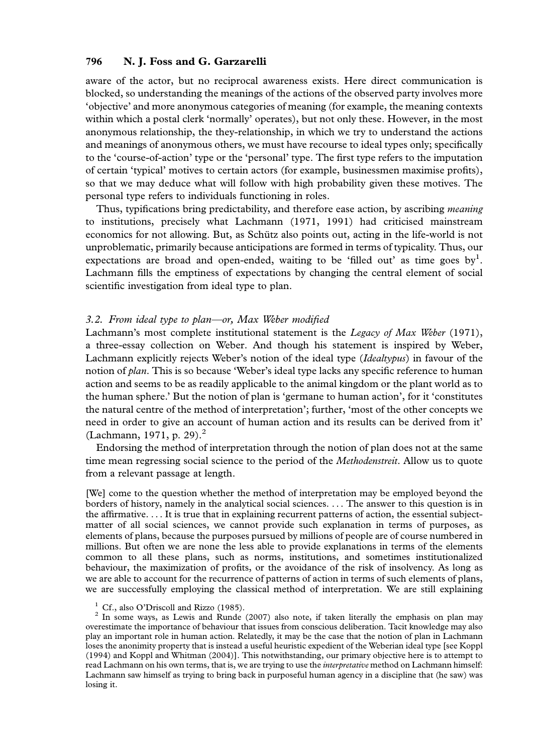aware of the actor, but no reciprocal awareness exists. Here direct communication is blocked, so understanding the meanings of the actions of the observed party involves more 'objective' and more anonymous categories of meaning (for example, the meaning contexts within which a postal clerk 'normally' operates), but not only these. However, in the most anonymous relationship, the they-relationship, in which we try to understand the actions and meanings of anonymous others, we must have recourse to ideal types only; specifically to the 'course-of-action' type or the 'personal' type. The first type refers to the imputation of certain 'typical' motives to certain actors (for example, businessmen maximise profits), so that we may deduce what will follow with high probability given these motives. The personal type refers to individuals functioning in roles.

Thus, typifications bring predictability, and therefore ease action, by ascribing *meaning* to institutions, precisely what Lachmann (1971, 1991) had criticised mainstream economics for not allowing. But, as Schütz also points out, acting in the life-world is not unproblematic, primarily because anticipations are formed in terms of typicality. Thus, our expectations are broad and open-ended, waiting to be 'filled out' as time goes by[1]. Lachmann fills the emptiness of expectations by changing the central element of social scientific investigation from ideal type to plan.

### *3.2. From ideal type to plan—or, Max Weber modified*

Lachmann's most complete institutional statement is the *Legacy of Max Weber* (1971), a three-essay collection on Weber. And though his statement is inspired by Weber, Lachmann explicitly rejects Weber's notion of the ideal type (*Idealtypus*) in favour of the notion of *plan*. This is so because 'Weber's ideal type lacks any specific reference to human action and seems to be as readily applicable to the animal kingdom or the plant world as to the human sphere.' But the notion of plan is 'germane to human action', for it 'constitutes the natural centre of the method of interpretation'; further, 'most of the other concepts we need in order to give an account of human action and its results can be derived from it' (Lachmann, 1971, p. 29).[2]

Endorsing the method of interpretation through the notion of plan does not at the same time mean regressing social science to the period of the *Methodenstreit*. Allow us to quote from a relevant passage at length.

> [We] come to the question whether the method of interpretation may be employed beyond the borders of history, namely in the analytical social sciences. . . . The answer to this question is in the affirmative. . . . It is true that in explaining recurrent patterns of action, the essential subject-matter of all social sciences, we cannot provide such explanation in terms of purposes, as elements of plans, because the purposes pursued by millions of people are of course numbered in millions. But often we are none the less able to provide explanations in terms of the elements common to all these plans, such as norms, institutions, and sometimes institutionalized behaviour, the maximization of profits, or the avoidance of the risk of insolvency. As long as we are able to account for the recurrence of patterns of action in terms of such elements of plans, we are successfully employing the classical method of interpretation. We are still explaining

[1] Cf., also O'Driscoll and Rizzo (1985).

[2] In some ways, as Lewis and Runde (2007) also note, if taken literally the emphasis on plan may overestimate the importance of behaviour that issues from conscious deliberation. Tacit knowledge may also play an important role in human action. Relatedly, it may be the case that the notion of plan in Lachmann loses the anonimity property that is instead a useful heuristic expedient of the Weberian ideal type [see Koppl (1994) and Koppl and Whitman (2004)]. This notwithstanding, our primary objective here is to attempt to read Lachmann on his own terms, that is, we are trying to use the *interpretative* method on Lachmann himself: Lachmann saw himself as trying to bring back in purposeful human agency in a discipline that (he saw) was losing it.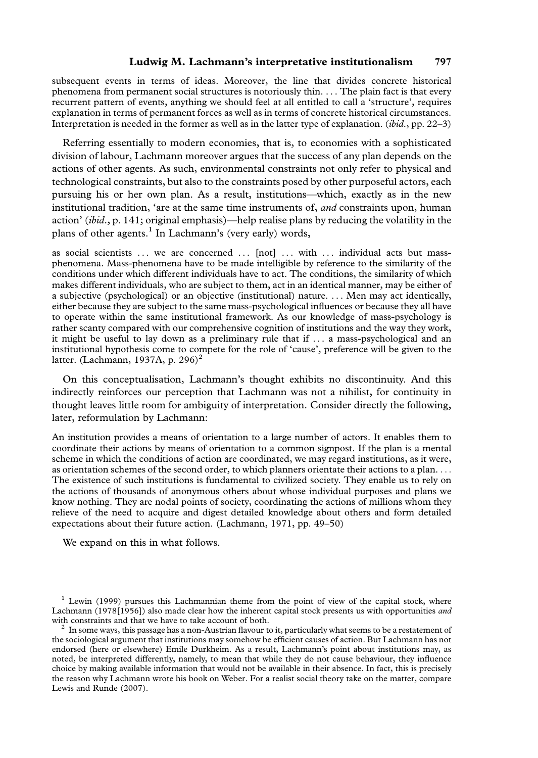subsequent events in terms of ideas. Moreover, the line that divides concrete historical phenomena from permanent social structures is notoriously thin. . . . The plain fact is that every recurrent pattern of events, anything we should feel at all entitled to call a 'structure', requires explanation in terms of permanent forces as well as in terms of concrete historical circumstances. Interpretation is needed in the former as well as in the latter type of explanation. (*ibid*., pp. 22–3)

Referring essentially to modern economies, that is, to economies with a sophisticated division of labour, Lachmann moreover argues that the success of any plan depends on the actions of other agents. As such, environmental constraints not only refer to physical and technological constraints, but also to the constraints posed by other purposeful actors, each pursuing his or her own plan. As a result, institutions—which, exactly as in the new institutional tradition, 'are at the same time instruments of, *and* constraints upon, human action' (*ibid*., p. 141; original emphasis)—help realise plans by reducing the volatility in the plans of other agents.[1] In Lachmann's (very early) words,

as social scientists . . . we are concerned . . . [not] . . . with . . . individual acts but mass-phenomena. Mass-phenomena have to be made intelligible by reference to the similarity of the conditions under which different individuals have to act. The conditions, the similarity of which makes different individuals, who are subject to them, act in an identical manner, may be either of a subjective (psychological) or an objective (institutional) nature. . . . Men may act identically, either because they are subject to the same mass-psychological influences or because they all have to operate within the same institutional framework. As our knowledge of mass-psychology is rather scanty compared with our comprehensive cognition of institutions and the way they work, it might be useful to lay down as a preliminary rule that if . . . a mass-psychological and an institutional hypothesis come to compete for the role of 'cause', preference will be given to the latter. (Lachmann, 1937A, p. 296)[2]

On this conceptualisation, Lachmann's thought exhibits no discontinuity. And this indirectly reinforces our perception that Lachmann was not a nihilist, for continuity in thought leaves little room for ambiguity of interpretation. Consider directly the following, later, reformulation by Lachmann:

An institution provides a means of orientation to a large number of actors. It enables them to coordinate their actions by means of orientation to a common signpost. If the plan is a mental scheme in which the conditions of action are coordinated, we may regard institutions, as it were, as orientation schemes of the second order, to which planners orientate their actions to a plan. . . . The existence of such institutions is fundamental to civilized society. They enable us to rely on the actions of thousands of anonymous others about whose individual purposes and plans we know nothing. They are nodal points of society, coordinating the actions of millions whom they relieve of the need to acquire and digest detailed knowledge about others and form detailed expectations about their future action. (Lachmann, 1971, pp. 49–50)

We expand on this in what follows.

[1] Lewin (1999) pursues this Lachmannian theme from the point of view of the capital stock, where Lachmann (1978[1956]) also made clear how the inherent capital stock presents us with opportunities *and* with constraints and that we have to take account of both.

[2] In some ways, this passage has a non-Austrian flavour to it, particularly what seems to be a restatement of the sociological argument that institutions may somehow be efficient causes of action. But Lachmann has not endorsed (here or elsewhere) Emile Durkheim. As a result, Lachmann's point about institutions may, as noted, be interpreted differently, namely, to mean that while they do not cause behaviour, they influence choice by making available information that would not be available in their absence. In fact, this is precisely the reason why Lachmann wrote his book on Weber. For a realist social theory take on the matter, compare Lewis and Runde (2007).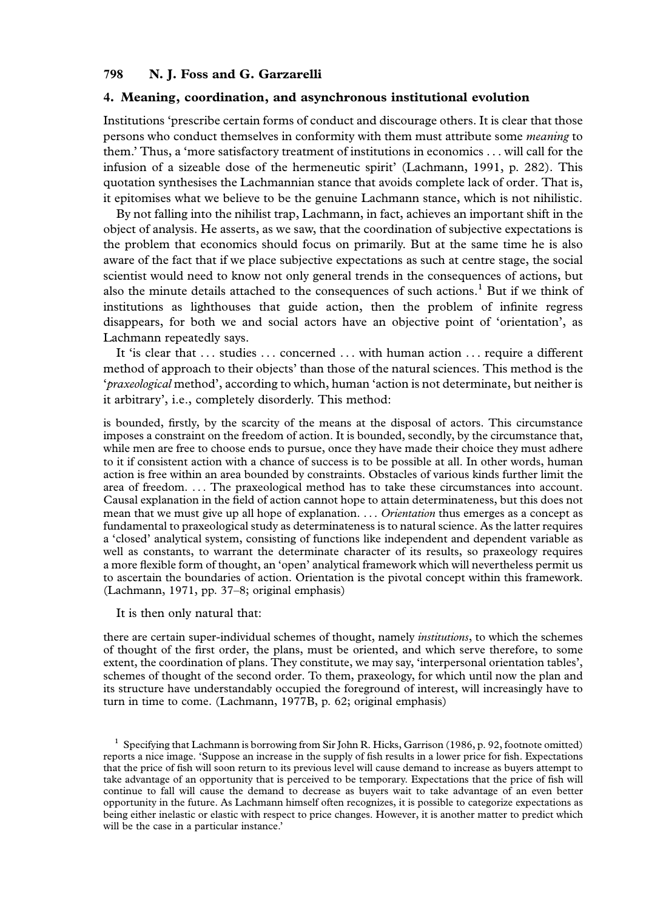## 4. Meaning, coordination, and asynchronous institutional evolution

Institutions 'prescribe certain forms of conduct and discourage others. It is clear that those persons who conduct themselves in conformity with them must attribute some *meaning* to them.' Thus, a 'more satisfactory treatment of institutions in economics . . . will call for the infusion of a sizeable dose of the hermeneutic spirit' (Lachmann, 1991, p. 282). This quotation synthesises the Lachmannian stance that avoids complete lack of order. That is, it epitomises what we believe to be the genuine Lachmann stance, which is not nihilistic.

By not falling into the nihilist trap, Lachmann, in fact, achieves an important shift in the object of analysis. He asserts, as we saw, that the coordination of subjective expectations is the problem that economics should focus on primarily. But at the same time he is also aware of the fact that if we place subjective expectations as such at centre stage, the social scientist would need to know not only general trends in the consequences of actions, but also the minute details attached to the consequences of such actions.[1] But if we think of institutions as lighthouses that guide action, then the problem of infinite regress disappears, for both we and social actors have an objective point of 'orientation', as Lachmann repeatedly says.

It 'is clear that . . . studies . . . concerned . . . with human action . . . require a different method of approach to their objects' than those of the natural sciences. This method is the '*praxeological* method', according to which, human 'action is not determinate, but neither is it arbitrary', i.e., completely disorderly. This method:

> is bounded, firstly, by the scarcity of the means at the disposal of actors. This circumstance imposes a constraint on the freedom of action. It is bounded, secondly, by the circumstance that, while men are free to choose ends to pursue, once they have made their choice they must adhere to it if consistent action with a chance of success is to be possible at all. In other words, human action is free within an area bounded by constraints. Obstacles of various kinds further limit the area of freedom. . . . The praxeological method has to take these circumstances into account. Causal explanation in the field of action cannot hope to attain determinateness, but this does not mean that we must give up all hope of explanation. . . . *Orientation* thus emerges as a concept as fundamental to praxeological study as determinateness is to natural science. As the latter requires a 'closed' analytical system, consisting of functions like independent and dependent variable as well as constants, to warrant the determinate character of its results, so praxeology requires a more flexible form of thought, an 'open' analytical framework which will nevertheless permit us to ascertain the boundaries of action. Orientation is the pivotal concept within this framework. (Lachmann, 1971, pp. 37–8; original emphasis)

It is then only natural that:

> there are certain super-individual schemes of thought, namely *institutions*, to which the schemes of thought of the first order, the plans, must be oriented, and which serve therefore, to some extent, the coordination of plans. They constitute, we may say, 'interpersonal orientation tables', schemes of thought of the second order. To them, praxeology, for which until now the plan and its structure have understandably occupied the foreground of interest, will increasingly have to turn in time to come. (Lachmann, 1977B, p. 62; original emphasis)

[1] Specifying that Lachmann is borrowing from Sir John R. Hicks, Garrison (1986, p. 92, footnote omitted) reports a nice image. 'Suppose an increase in the supply of fish results in a lower price for fish. Expectations that the price of fish will soon return to its previous level will cause demand to increase as buyers attempt to take advantage of an opportunity that is perceived to be temporary. Expectations that the price of fish will continue to fall will cause the demand to decrease as buyers wait to take advantage of an even better opportunity in the future. As Lachmann himself often recognizes, it is possible to categorize expectations as being either inelastic or elastic with respect to price changes. However, it is another matter to predict which will be the case in a particular instance.'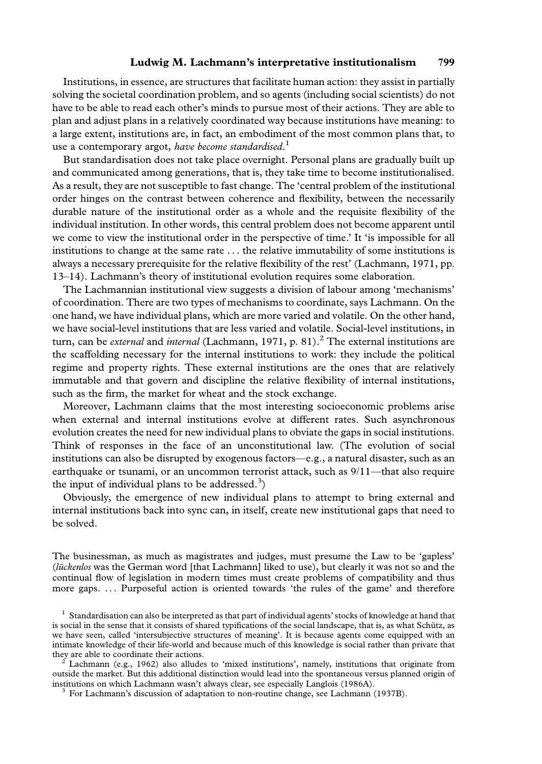Institutions, in essence, are structures that facilitate human action: they assist in partially solving the societal coordination problem, and so agents (including social scientists) do not have to be able to read each other's minds to pursue most of their actions. They are able to plan and adjust plans in a relatively coordinated way because institutions have meaning: to a large extent, institutions are, in fact, an embodiment of the most common plans that, to use a contemporary argot, *have become standardised*.[1]

But standardisation does not take place overnight. Personal plans are gradually built up and communicated among generations, that is, they take time to become institutionalised. As a result, they are not susceptible to fast change. The 'central problem of the institutional order hinges on the contrast between coherence and flexibility, between the necessarily durable nature of the institutional order as a whole and the requisite flexibility of the individual institution. In other words, this central problem does not become apparent until we come to view the institutional order in the perspective of time.' It 'is impossible for all institutions to change at the same rate . . . the relative immutability of some institutions is always a necessary prerequisite for the relative flexibility of the rest' (Lachmann, 1971, pp. 13–14). Lachmann's theory of institutional evolution requires some elaboration.

The Lachmannian institutional view suggests a division of labour among 'mechanisms' of coordination. There are two types of mechanisms to coordinate, says Lachmann. On the one hand, we have individual plans, which are more varied and volatile. On the other hand, we have social-level institutions that are less varied and volatile. Social-level institutions, in turn, can be *external* and *internal* (Lachmann, 1971, p. 81).[2] The external institutions are the scaffolding necessary for the internal institutions to work: they include the political regime and property rights. These external institutions are the ones that are relatively immutable and that govern and discipline the relative flexibility of internal institutions, such as the firm, the market for wheat and the stock exchange.

Moreover, Lachmann claims that the most interesting socioeconomic problems arise when external and internal institutions evolve at different rates. Such asynchronous evolution creates the need for new individual plans to obviate the gaps in social institutions. Think of responses in the face of an unconstitutional law. (The evolution of social institutions can also be disrupted by exogenous factors—e.g., a natural disaster, such as an earthquake or tsunami, or an uncommon terrorist attack, such as 9/11—that also require the input of individual plans to be addressed.[3])

Obviously, the emergence of new individual plans to attempt to bring external and internal institutions back into sync can, in itself, create new institutional gaps that need to be solved.

> The businessman, as much as magistrates and judges, must presume the Law to be 'gapless' (*lückenlos* was the German word [that Lachmann] liked to use), but clearly it was not so and the continual flow of legislation in modern times must create problems of compatibility and thus more gaps. . . . Purposeful action is oriented towards 'the rules of the game' and therefore

[1] Standardisation can also be interpreted as that part of individual agents' stocks of knowledge at hand that is social in the sense that it consists of shared typifications of the social landscape, that is, as what Schütz, as we have seen, called 'intersubjective structures of meaning'. It is because agents come equipped with an intimate knowledge of their life-world and because much of this knowledge is social rather than private that they are able to coordinate their actions.

[2] Lachmann (e.g., 1962) also alludes to 'mixed institutions', namely, institutions that originate from outside the market. But this additional distinction would lead into the spontaneous versus planned origin of institutions on which Lachmann wasn't always clear, see especially Langlois (1986A).

[3] For Lachmann's discussion of adaptation to non-routine change, see Lachmann (1937B).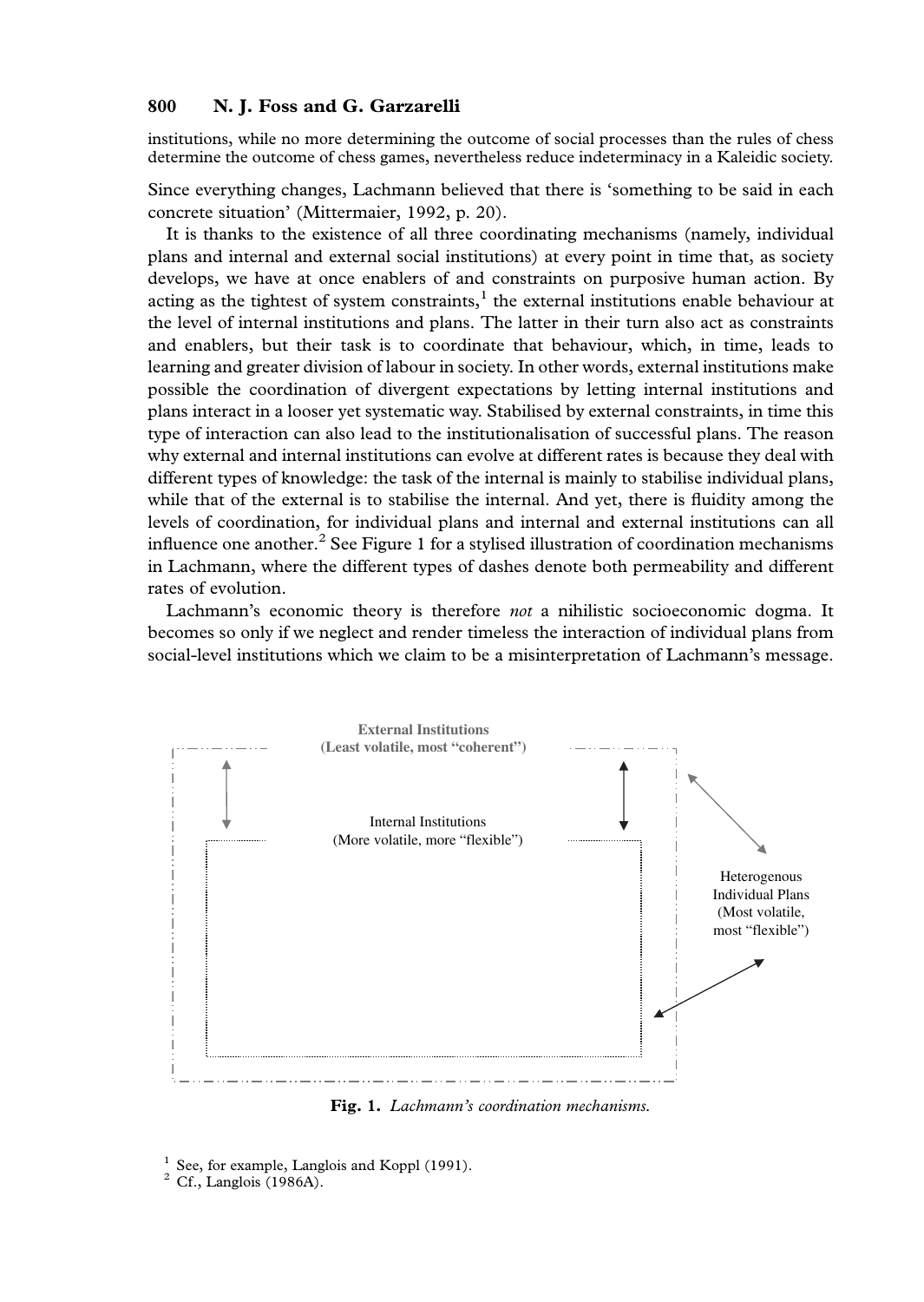institutions, while no more determining the outcome of social processes than the rules of chess determine the outcome of chess games, nevertheless reduce indeterminacy in a Kaleidic society.

Since everything changes, Lachmann believed that there is 'something to be said in each concrete situation' (Mittermaier, 1992, p. 20).

It is thanks to the existence of all three coordinating mechanisms (namely, individual plans and internal and external social institutions) at every point in time that, as society develops, we have at once enablers of and constraints on purposive human action. By acting as the tightest of system constraints,[1] the external institutions enable behaviour at the level of internal institutions and plans. The latter in their turn also act as constraints and enablers, but their task is to coordinate that behaviour, which, in time, leads to learning and greater division of labour in society. In other words, external institutions make possible the coordination of divergent expectations by letting internal institutions and plans interact in a looser yet systematic way. Stabilised by external constraints, in time this type of interaction can also lead to the institutionalisation of successful plans. The reason why external and internal institutions can evolve at different rates is because they deal with different types of knowledge: the task of the internal is mainly to stabilise individual plans, while that of the external is to stabilise the internal. And yet, there is fluidity among the levels of coordination, for individual plans and internal and external institutions can all influence one another.[2] See Figure 1 for a stylised illustration of coordination mechanisms in Lachmann, where the different types of dashes denote both permeability and different rates of evolution.

Lachmann's economic theory is therefore *not* a nihilistic socioeconomic dogma. It becomes so only if we neglect and render timeless the interaction of individual plans from social-level institutions which we claim to be a misinterpretation of Lachmann's message.

External Institutions (Least volatile, most "coherent")

Internal Institutions (More volatile, more "flexible")

Heterogenous Individual Plans (Most volatile, most "flexible")

**Fig. 1.** *Lachmann's coordination mechanisms.*

[1] See, for example, Langlois and Koppl (1991).

[2] Cf., Langlois (1986A).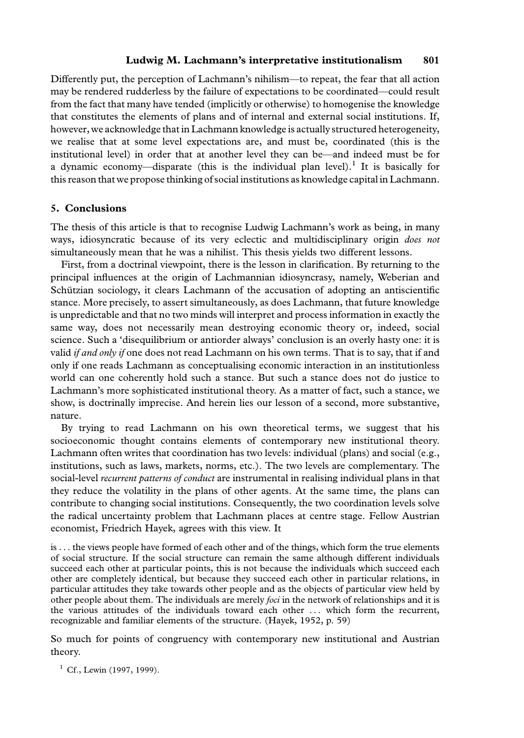Differently put, the perception of Lachmann's nihilism—to repeat, the fear that all action may be rendered rudderless by the failure of expectations to be coordinated—could result from the fact that many have tended (implicitly or otherwise) to homogenise the knowledge that constitutes the elements of plans and of internal and external social institutions. If, however, we acknowledge that in Lachmann knowledge is actually structured heterogeneity, we realise that at some level expectations are, and must be, coordinated (this is the institutional level) in order that at another level they can be—and indeed must be for a dynamic economy—disparate (this is the individual plan level).[1] It is basically for this reason that we propose thinking of social institutions as knowledge capital in Lachmann.

## 5. Conclusions

The thesis of this article is that to recognise Ludwig Lachmann's work as being, in many ways, idiosyncratic because of its very eclectic and multidisciplinary origin *does not* simultaneously mean that he was a nihilist. This thesis yields two different lessons.

First, from a doctrinal viewpoint, there is the lesson in clarification. By returning to the principal influences at the origin of Lachmannian idiosyncrasy, namely, Weberian and Schützian sociology, it clears Lachmann of the accusation of adopting an antiscientific stance. More precisely, to assert simultaneously, as does Lachmann, that future knowledge is unpredictable and that no two minds will interpret and process information in exactly the same way, does not necessarily mean destroying economic theory or, indeed, social science. Such a 'disequilibrium or antiorder always' conclusion is an overly hasty one: it is valid *if and only if* one does not read Lachmann on his own terms. That is to say, that if and only if one reads Lachmann as conceptualising economic interaction in an institutionless world can one coherently hold such a stance. But such a stance does not do justice to Lachmann's more sophisticated institutional theory. As a matter of fact, such a stance, we show, is doctrinally imprecise. And herein lies our lesson of a second, more substantive, nature.

By trying to read Lachmann on his own theoretical terms, we suggest that his socioeconomic thought contains elements of contemporary new institutional theory. Lachmann often writes that coordination has two levels: individual (plans) and social (e.g., institutions, such as laws, markets, norms, etc.). The two levels are complementary. The social-level *recurrent patterns of conduct* are instrumental in realising individual plans in that they reduce the volatility in the plans of other agents. At the same time, the plans can contribute to changing social institutions. Consequently, the two coordination levels solve the radical uncertainty problem that Lachmann places at centre stage. Fellow Austrian economist, Friedrich Hayek, agrees with this view. It

> is . . . the views people have formed of each other and of the things, which form the true elements of social structure. If the social structure can remain the same although different individuals succeed each other at particular points, this is not because the individuals which succeed each other are completely identical, but because they succeed each other in particular relations, in particular attitudes they take towards other people and as the objects of particular view held by other people about them. The individuals are merely *foci* in the network of relationships and it is the various attitudes of the individuals toward each other . . . which form the recurrent, recognizable and familiar elements of the structure. (Hayek, 1952, p. 59)

So much for points of congruency with contemporary new institutional and Austrian theory.

[1] Cf., Lewin (1997, 1999).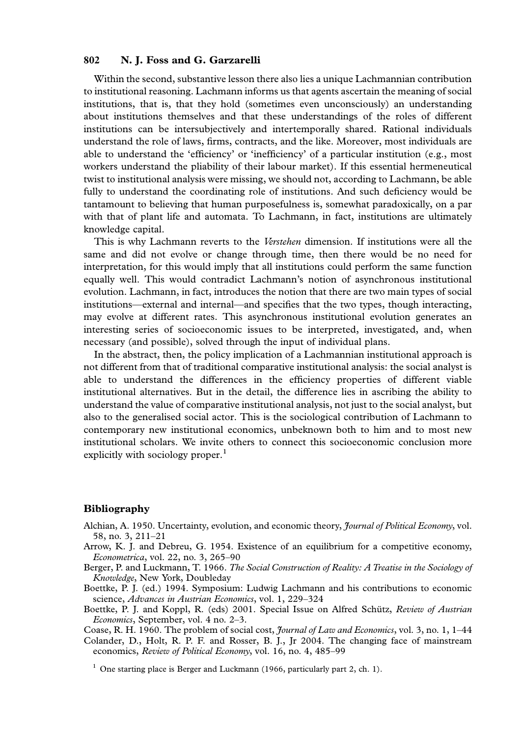Within the second, substantive lesson there also lies a unique Lachmannian contribution to institutional reasoning. Lachmann informs us that agents ascertain the meaning of social institutions, that is, that they hold (sometimes even unconsciously) an understanding about institutions themselves and that these understandings of the roles of different institutions can be intersubjectively and intertemporally shared. Rational individuals understand the role of laws, firms, contracts, and the like. Moreover, most individuals are able to understand the 'efficiency' or 'inefficiency' of a particular institution (e.g., most workers understand the pliability of their labour market). If this essential hermeneutical twist to institutional analysis were missing, we should not, according to Lachmann, be able fully to understand the coordinating role of institutions. And such deficiency would be tantamount to believing that human purposefulness is, somewhat paradoxically, on a par with that of plant life and automata. To Lachmann, in fact, institutions are ultimately knowledge capital.

This is why Lachmann reverts to the *Verstehen* dimension. If institutions were all the same and did not evolve or change through time, then there would be no need for interpretation, for this would imply that all institutions could perform the same function equally well. This would contradict Lachmann's notion of asynchronous institutional evolution. Lachmann, in fact, introduces the notion that there are two main types of social institutions—external and internal—and specifies that the two types, though interacting, may evolve at different rates. This asynchronous institutional evolution generates an interesting series of socioeconomic issues to be interpreted, investigated, and, when necessary (and possible), solved through the input of individual plans.

In the abstract, then, the policy implication of a Lachmannian institutional approach is not different from that of traditional comparative institutional analysis: the social analyst is able to understand the differences in the efficiency properties of different viable institutional alternatives. But in the detail, the difference lies in ascribing the ability to understand the value of comparative institutional analysis, not just to the social analyst, but also to the generalised social actor. This is the sociological contribution of Lachmann to contemporary new institutional economics, unbeknown both to him and to most new institutional scholars. We invite others to connect this socioeconomic conclusion more explicitly with sociology proper.[1]

## Bibliography

Alchian, A. 1950. Uncertainty, evolution, and economic theory, *Journal of Political Economy*, vol. 58, no. 3, 211–21

Arrow, K. J. and Debreu, G. 1954. Existence of an equilibrium for a competitive economy, *Econometrica*, vol. 22, no. 3, 265–90

Berger, P. and Luckmann, T. 1966. *The Social Construction of Reality: A Treatise in the Sociology of Knowledge*, New York, Doubleday

Boettke, P. J. (ed.) 1994. Symposium: Ludwig Lachmann and his contributions to economic science, *Advances in Austrian Economics*, vol. 1, 229–324

Boettke, P. J. and Koppl, R. (eds) 2001. Special Issue on Alfred Schütz, *Review of Austrian Economics*, September, vol. 4 no. 2–3.

Coase, R. H. 1960. The problem of social cost, *Journal of Law and Economics*, vol. 3, no. 1, 1–44

Colander, D., Holt, R. P. F. and Rosser, B. J., Jr 2004. The changing face of mainstream economics, *Review of Political Economy*, vol. 16, no. 4, 485–99

[1] One starting place is Berger and Luckmann (1966, particularly part 2, ch. 1).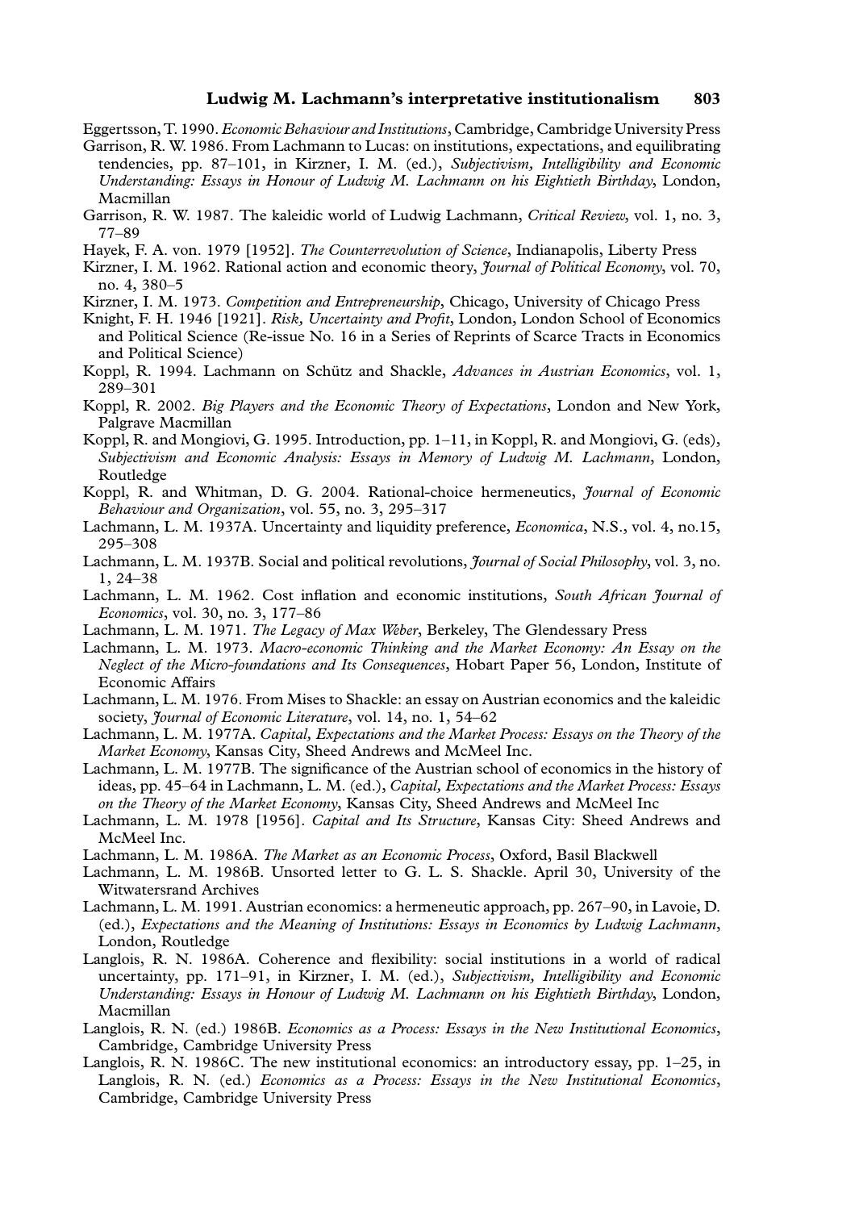Eggertsson, T. 1990. *Economic Behaviour and Institutions*, Cambridge, Cambridge University Press

Garrison, R. W. 1986. From Lachmann to Lucas: on institutions, expectations, and equilibrating tendencies, pp. 87–101, in Kirzner, I. M. (ed.), *Subjectivism, Intelligibility and Economic Understanding: Essays in Honour of Ludwig M. Lachmann on his Eightieth Birthday*, London, Macmillan

Garrison, R. W. 1987. The kaleidic world of Ludwig Lachmann, *Critical Review*, vol. 1, no. 3, 77–89

Hayek, F. A. von. 1979 [1952]. *The Counterrevolution of Science*, Indianapolis, Liberty Press

Kirzner, I. M. 1962. Rational action and economic theory, *Journal of Political Economy*, vol. 70, no. 4, 380–5

Kirzner, I. M. 1973. *Competition and Entrepreneurship*, Chicago, University of Chicago Press

Knight, F. H. 1946 [1921]. *Risk, Uncertainty and Profit*, London, London School of Economics and Political Science (Re-issue No. 16 in a Series of Reprints of Scarce Tracts in Economics and Political Science)

Koppl, R. 1994. Lachmann on Schütz and Shackle, *Advances in Austrian Economics*, vol. 1, 289–301

Koppl, R. 2002. *Big Players and the Economic Theory of Expectations*, London and New York, Palgrave Macmillan

Koppl, R. and Mongiovi, G. 1995. Introduction, pp. 1–11, in Koppl, R. and Mongiovi, G. (eds), *Subjectivism and Economic Analysis: Essays in Memory of Ludwig M. Lachmann*, London, Routledge

Koppl, R. and Whitman, D. G. 2004. Rational-choice hermeneutics, *Journal of Economic Behaviour and Organization*, vol. 55, no. 3, 295–317

Lachmann, L. M. 1937A. Uncertainty and liquidity preference, *Economica*, N.S., vol. 4, no.15, 295–308

Lachmann, L. M. 1937B. Social and political revolutions, *Journal of Social Philosophy*, vol. 3, no. 1, 24–38

Lachmann, L. M. 1962. Cost inflation and economic institutions, *South African Journal of Economics*, vol. 30, no. 3, 177–86

Lachmann, L. M. 1971. *The Legacy of Max Weber*, Berkeley, The Glendessary Press

Lachmann, L. M. 1973. *Macro-economic Thinking and the Market Economy: An Essay on the Neglect of the Micro-foundations and Its Consequences*, Hobart Paper 56, London, Institute of Economic Affairs

Lachmann, L. M. 1976. From Mises to Shackle: an essay on Austrian economics and the kaleidic society, *Journal of Economic Literature*, vol. 14, no. 1, 54–62

Lachmann, L. M. 1977A. *Capital, Expectations and the Market Process: Essays on the Theory of the Market Economy*, Kansas City, Sheed Andrews and McMeel Inc.

Lachmann, L. M. 1977B. The significance of the Austrian school of economics in the history of ideas, pp. 45–64 in Lachmann, L. M. (ed.), *Capital, Expectations and the Market Process: Essays on the Theory of the Market Economy*, Kansas City, Sheed Andrews and McMeel Inc

Lachmann, L. M. 1978 [1956]. *Capital and Its Structure*, Kansas City: Sheed Andrews and McMeel Inc.

Lachmann, L. M. 1986A. *The Market as an Economic Process*, Oxford, Basil Blackwell

Lachmann, L. M. 1986B. Unsorted letter to G. L. S. Shackle. April 30, University of the Witwatersrand Archives

Lachmann, L. M. 1991. Austrian economics: a hermeneutic approach, pp. 267–90, in Lavoie, D. (ed.), *Expectations and the Meaning of Institutions: Essays in Economics by Ludwig Lachmann*, London, Routledge

Langlois, R. N. 1986A. Coherence and flexibility: social institutions in a world of radical uncertainty, pp. 171–91, in Kirzner, I. M. (ed.), *Subjectivism, Intelligibility and Economic Understanding: Essays in Honour of Ludwig M. Lachmann on his Eightieth Birthday*, London, Macmillan

Langlois, R. N. (ed.) 1986B. *Economics as a Process: Essays in the New Institutional Economics*, Cambridge, Cambridge University Press

Langlois, R. N. 1986C. The new institutional economics: an introductory essay, pp. 1–25, in Langlois, R. N. (ed.) *Economics as a Process: Essays in the New Institutional Economics*, Cambridge, Cambridge University Press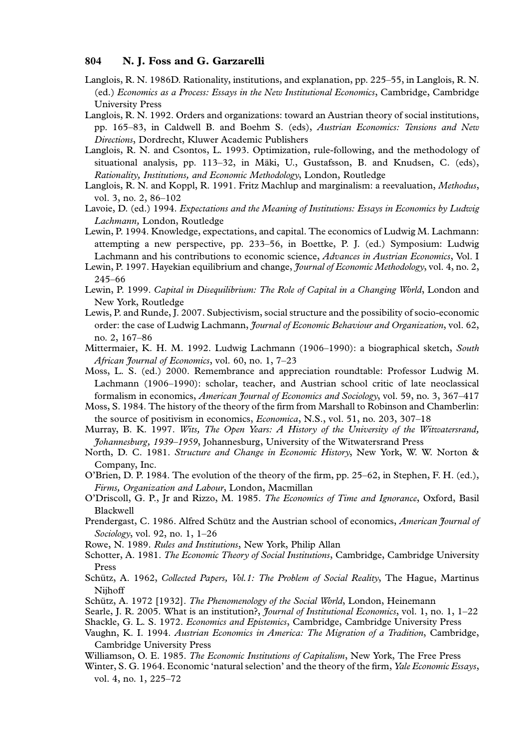Langlois, R. N. 1986D. Rationality, institutions, and explanation, pp. 225–55, in Langlois, R. N. (ed.) *Economics as a Process: Essays in the New Institutional Economics*, Cambridge, Cambridge University Press

Langlois, R. N. 1992. Orders and organizations: toward an Austrian theory of social institutions, pp. 165–83, in Caldwell B. and Boehm S. (eds), *Austrian Economics: Tensions and New Directions*, Dordrecht, Kluwer Academic Publishers

Langlois, R. N. and Csontos, L. 1993. Optimization, rule-following, and the methodology of situational analysis, pp. 113–32, in Mäki, U., Gustafsson, B. and Knudsen, C. (eds), *Rationality, Institutions, and Economic Methodology*, London, Routledge

Langlois, R. N. and Koppl, R. 1991. Fritz Machlup and marginalism: a reevaluation, *Methodus*, vol. 3, no. 2, 86–102

Lavoie, D. (ed.) 1994. *Expectations and the Meaning of Institutions: Essays in Economics by Ludwig Lachmann*, London, Routledge

Lewin, P. 1994. Knowledge, expectations, and capital. The economics of Ludwig M. Lachmann: attempting a new perspective, pp. 233–56, in Boettke, P. J. (ed.) Symposium: Ludwig Lachmann and his contributions to economic science, *Advances in Austrian Economics*, Vol. I

Lewin, P. 1997. Hayekian equilibrium and change, *Journal of Economic Methodology*, vol. 4, no. 2, 245–66

Lewin, P. 1999. *Capital in Disequilibrium: The Role of Capital in a Changing World*, London and New York, Routledge

Lewis, P. and Runde, J. 2007. Subjectivism, social structure and the possibility of socio-economic order: the case of Ludwig Lachmann, *Journal of Economic Behaviour and Organization*, vol. 62, no. 2, 167–86

Mittermaier, K. H. M. 1992. Ludwig Lachmann (1906–1990): a biographical sketch, *South African Journal of Economics*, vol. 60, no. 1, 7–23

Moss, L. S. (ed.) 2000. Remembrance and appreciation roundtable: Professor Ludwig M. Lachmann (1906–1990): scholar, teacher, and Austrian school critic of late neoclassical formalism in economics, *American Journal of Economics and Sociology*, vol. 59, no. 3, 367–417

Moss, S. 1984. The history of the theory of the firm from Marshall to Robinson and Chamberlin: the source of positivism in economics, *Economica*, N.S., vol. 51, no. 203, 307–18

Murray, B. K. 1997. *Wits, The Open Years: A History of the University of the Witwatersrand, Johannesburg, 1939–1959*, Johannesburg, University of the Witwatersrand Press

North, D. C. 1981. *Structure and Change in Economic History*, New York, W. W. Norton & Company, Inc.

O'Brien, D. P. 1984. The evolution of the theory of the firm, pp. 25–62, in Stephen, F. H. (ed.), *Firms, Organization and Labour*, London, Macmillan

O'Driscoll, G. P., Jr and Rizzo, M. 1985. *The Economics of Time and Ignorance*, Oxford, Basil Blackwell

Prendergast, C. 1986. Alfred Schütz and the Austrian school of economics, *American Journal of Sociology*, vol. 92, no. 1, 1–26

Rowe, N. 1989. *Rules and Institutions*, New York, Philip Allan

Schotter, A. 1981. *The Economic Theory of Social Institutions*, Cambridge, Cambridge University Press

Schütz, A. 1962, *Collected Papers, Vol.1: The Problem of Social Reality*, The Hague, Martinus Nijhoff

Schütz, A. 1972 [1932]. *The Phenomenology of the Social World*, London, Heinemann

Searle, J. R. 2005. What is an institution?, *Journal of Institutional Economics*, vol. 1, no. 1, 1–22

Shackle, G. L. S. 1972. *Economics and Epistemics*, Cambridge, Cambridge University Press

Vaughn, K. I. 1994. *Austrian Economics in America: The Migration of a Tradition*, Cambridge, Cambridge University Press

Williamson, O. E. 1985. *The Economic Institutions of Capitalism*, New York, The Free Press

Winter, S. G. 1964. Economic 'natural selection' and the theory of the firm, *Yale Economic Essays*, vol. 4, no. 1, 225–72